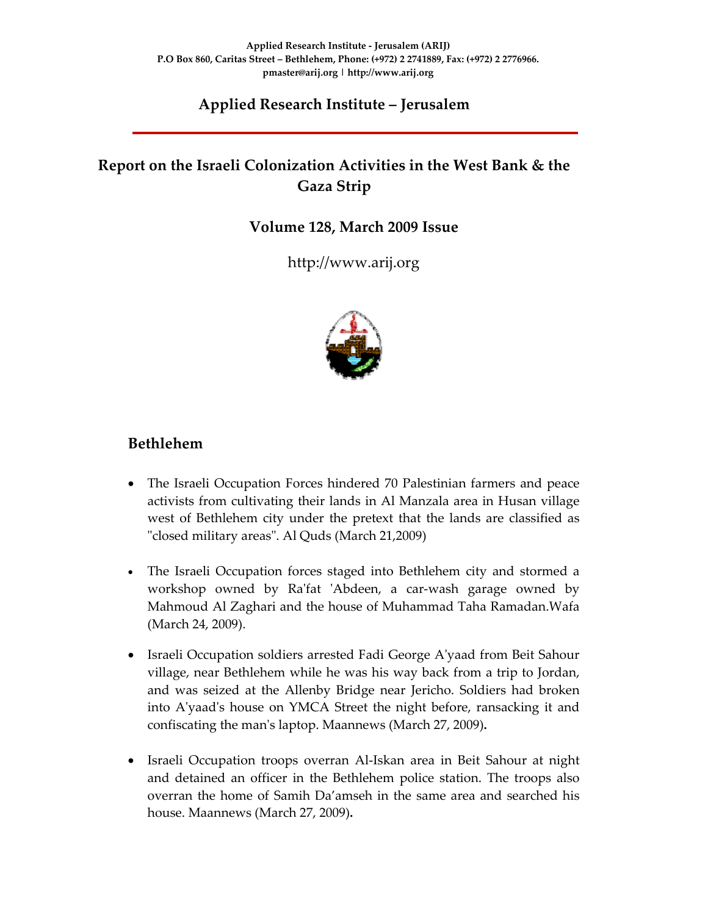Applied Research Institute - Jerusalem (ARIJ)
P.O Box 860, Caritas Street – Bethlehem, Phone: (+972) 2 2741889, Fax: (+972) 2 2776966.
pmaster@arij.org | http://www.arij.org

# Applied Research Institute – Jerusalem

## Report on the Israeli Colonization Activities in the West Bank & the Gaza Strip

### Volume 128, March 2009 Issue

http://www.arij.org

## Bethlehem

- The Israeli Occupation Forces hindered 70 Palestinian farmers and peace activists from cultivating their lands in Al Manzala area in Husan village west of Bethlehem city under the pretext that the lands are classified as "closed military areas". Al Quds (March 21,2009)

- The Israeli Occupation forces staged into Bethlehem city and stormed a workshop owned by Ra'fat 'Abdeen, a car-wash garage owned by Mahmoud Al Zaghari and the house of Muhammad Taha Ramadan.Wafa (March 24, 2009).

- Israeli Occupation soldiers arrested Fadi George A'yaad from Beit Sahour village, near Bethlehem while he was his way back from a trip to Jordan, and was seized at the Allenby Bridge near Jericho. Soldiers had broken into A'yaad's house on YMCA Street the night before, ransacking it and confiscating the man's laptop. Maannews (March 27, 2009).

- Israeli Occupation troops overran Al-Iskan area in Beit Sahour at night and detained an officer in the Bethlehem police station. The troops also overran the home of Samih Da'amseh in the same area and searched his house. Maannews (March 27, 2009).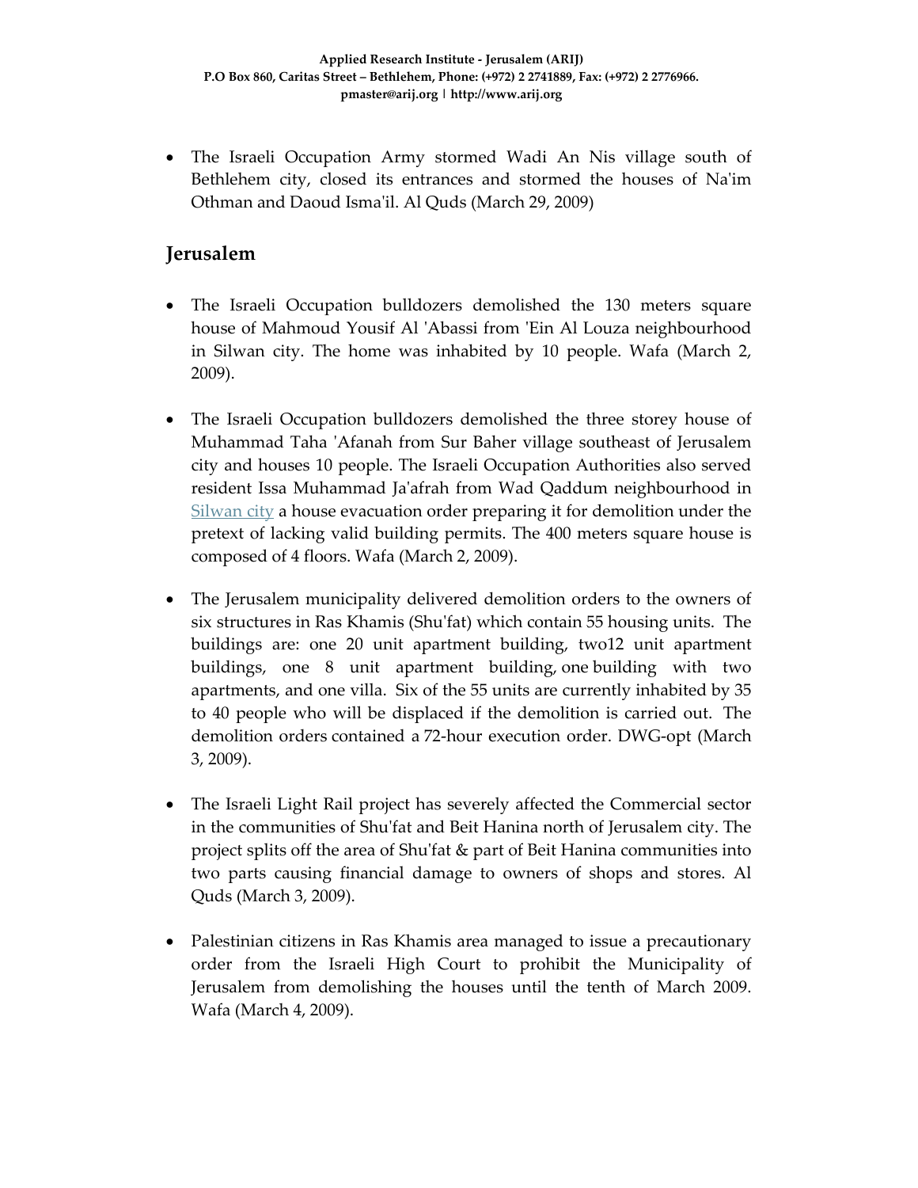- The Israeli Occupation Army stormed Wadi An Nis village south of Bethlehem city, closed its entrances and stormed the houses of Na'im Othman and Daoud Isma'il. Al Quds (March 29, 2009)

## Jerusalem

- The Israeli Occupation bulldozers demolished the 130 meters square house of Mahmoud Yousif Al 'Abassi from 'Ein Al Louza neighbourhood in Silwan city. The home was inhabited by 10 people. Wafa (March 2, 2009).

- The Israeli Occupation bulldozers demolished the three storey house of Muhammad Taha 'Afanah from Sur Baher village southeast of Jerusalem city and houses 10 people. The Israeli Occupation Authorities also served resident Issa Muhammad Ja'afrah from Wad Qaddum neighbourhood in Silwan city a house evacuation order preparing it for demolition under the pretext of lacking valid building permits. The 400 meters square house is composed of 4 floors. Wafa (March 2, 2009).

- The Jerusalem municipality delivered demolition orders to the owners of six structures in Ras Khamis (Shu'fat) which contain 55 housing units. The buildings are: one 20 unit apartment building, two12 unit apartment buildings, one 8 unit apartment building, one building with two apartments, and one villa. Six of the 55 units are currently inhabited by 35 to 40 people who will be displaced if the demolition is carried out. The demolition orders contained a 72-hour execution order. DWG-opt (March 3, 2009).

- The Israeli Light Rail project has severely affected the Commercial sector in the communities of Shu'fat and Beit Hanina north of Jerusalem city. The project splits off the area of Shu'fat & part of Beit Hanina communities into two parts causing financial damage to owners of shops and stores. Al Quds (March 3, 2009).

- Palestinian citizens in Ras Khamis area managed to issue a precautionary order from the Israeli High Court to prohibit the Municipality of Jerusalem from demolishing the houses until the tenth of March 2009. Wafa (March 4, 2009).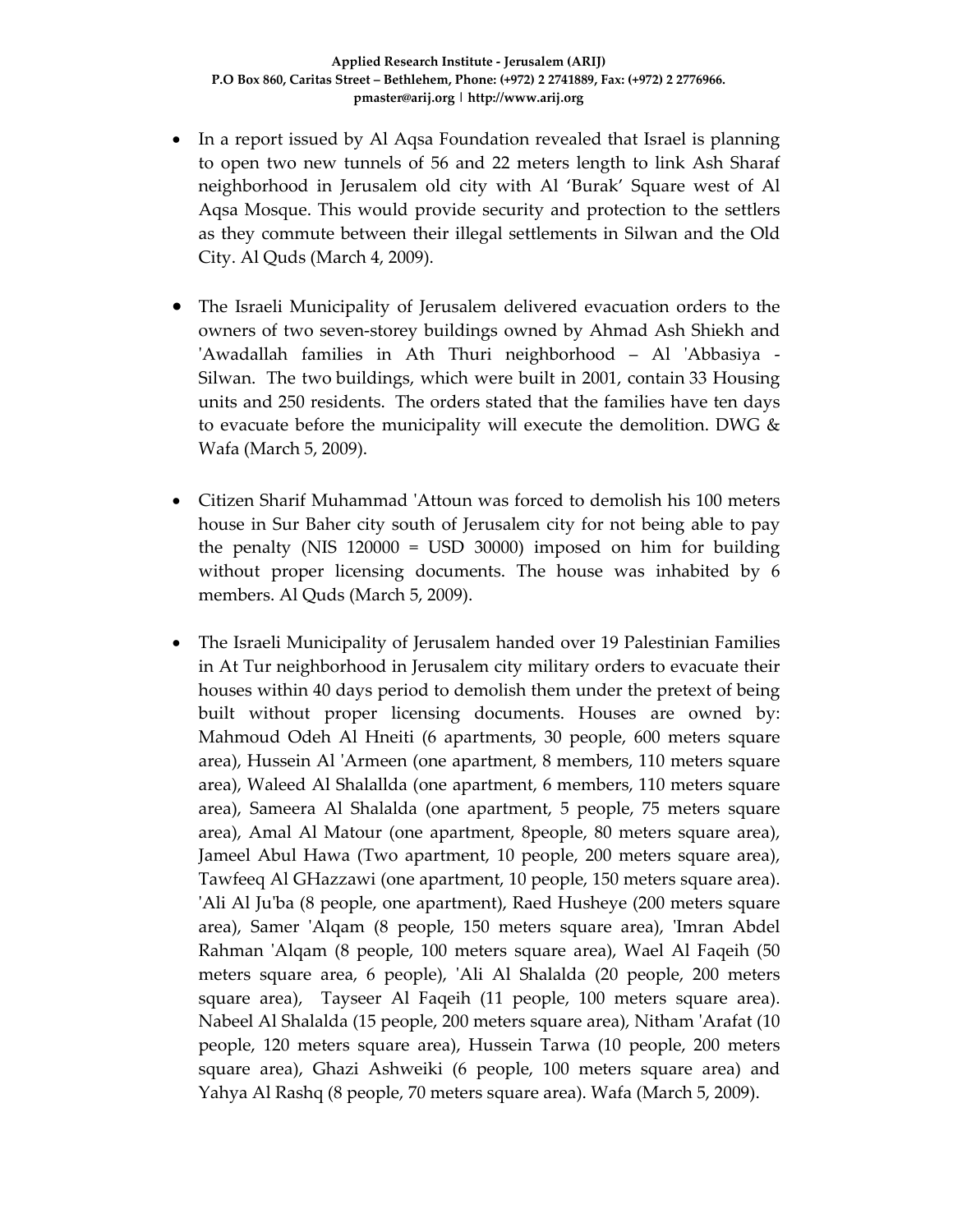- In a report issued by Al Aqsa Foundation revealed that Israel is planning to open two new tunnels of 56 and 22 meters length to link Ash Sharaf neighborhood in Jerusalem old city with Al 'Burak' Square west of Al Aqsa Mosque. This would provide security and protection to the settlers as they commute between their illegal settlements in Silwan and the Old City. Al Quds (March 4, 2009).

- The Israeli Municipality of Jerusalem delivered evacuation orders to the owners of two seven-storey buildings owned by Ahmad Ash Shiekh and 'Awadallah families in Ath Thuri neighborhood – Al 'Abbasiya - Silwan. The two buildings, which were built in 2001, contain 33 Housing units and 250 residents. The orders stated that the families have ten days to evacuate before the municipality will execute the demolition. DWG & Wafa (March 5, 2009).

- Citizen Sharif Muhammad 'Attoun was forced to demolish his 100 meters house in Sur Baher city south of Jerusalem city for not being able to pay the penalty (NIS 120000 = USD 30000) imposed on him for building without proper licensing documents. The house was inhabited by 6 members. Al Quds (March 5, 2009).

- The Israeli Municipality of Jerusalem handed over 19 Palestinian Families in At Tur neighborhood in Jerusalem city military orders to evacuate their houses within 40 days period to demolish them under the pretext of being built without proper licensing documents. Houses are owned by: Mahmoud Odeh Al Hneiti (6 apartments, 30 people, 600 meters square area), Hussein Al 'Armeen (one apartment, 8 members, 110 meters square area), Waleed Al Shalallda (one apartment, 6 members, 110 meters square area), Sameera Al Shalalda (one apartment, 5 people, 75 meters square area), Amal Al Matour (one apartment, 8people, 80 meters square area), Jameel Abul Hawa (Two apartment, 10 people, 200 meters square area), Tawfeeq Al GHazzawi (one apartment, 10 people, 150 meters square area). 'Ali Al Ju'ba (8 people, one apartment), Raed Husheye (200 meters square area), Samer 'Alqam (8 people, 150 meters square area), 'Imran Abdel Rahman 'Alqam (8 people, 100 meters square area), Wael Al Faqeih (50 meters square area, 6 people), 'Ali Al Shalalda (20 people, 200 meters square area), Tayseer Al Faqeih (11 people, 100 meters square area). Nabeel Al Shalalda (15 people, 200 meters square area), Nitham 'Arafat (10 people, 120 meters square area), Hussein Tarwa (10 people, 200 meters square area), Ghazi Ashweiki (6 people, 100 meters square area) and Yahya Al Rashq (8 people, 70 meters square area). Wafa (March 5, 2009).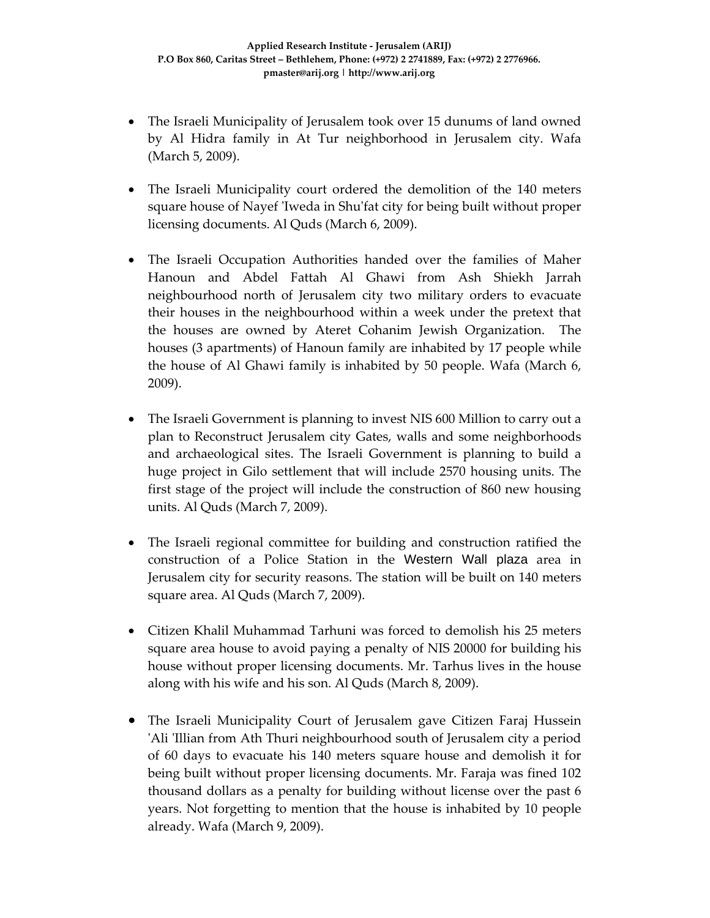- The Israeli Municipality of Jerusalem took over 15 dunums of land owned by Al Hidra family in At Tur neighborhood in Jerusalem city. Wafa (March 5, 2009).

- The Israeli Municipality court ordered the demolition of the 140 meters square house of Nayef 'Iweda in Shu'fat city for being built without proper licensing documents. Al Quds (March 6, 2009).

- The Israeli Occupation Authorities handed over the families of Maher Hanoun and Abdel Fattah Al Ghawi from Ash Shiekh Jarrah neighbourhood north of Jerusalem city two military orders to evacuate their houses in the neighbourhood within a week under the pretext that the houses are owned by Ateret Cohanim Jewish Organization. The houses (3 apartments) of Hanoun family are inhabited by 17 people while the house of Al Ghawi family is inhabited by 50 people. Wafa (March 6, 2009).

- The Israeli Government is planning to invest NIS 600 Million to carry out a plan to Reconstruct Jerusalem city Gates, walls and some neighborhoods and archaeological sites. The Israeli Government is planning to build a huge project in Gilo settlement that will include 2570 housing units. The first stage of the project will include the construction of 860 new housing units. Al Quds (March 7, 2009).

- The Israeli regional committee for building and construction ratified the construction of a Police Station in the Western Wall plaza area in Jerusalem city for security reasons. The station will be built on 140 meters square area. Al Quds (March 7, 2009).

- Citizen Khalil Muhammad Tarhuni was forced to demolish his 25 meters square area house to avoid paying a penalty of NIS 20000 for building his house without proper licensing documents. Mr. Tarhus lives in the house along with his wife and his son. Al Quds (March 8, 2009).

- The Israeli Municipality Court of Jerusalem gave Citizen Faraj Hussein 'Ali 'Illian from Ath Thuri neighbourhood south of Jerusalem city a period of 60 days to evacuate his 140 meters square house and demolish it for being built without proper licensing documents. Mr. Faraja was fined 102 thousand dollars as a penalty for building without license over the past 6 years. Not forgetting to mention that the house is inhabited by 10 people already. Wafa (March 9, 2009).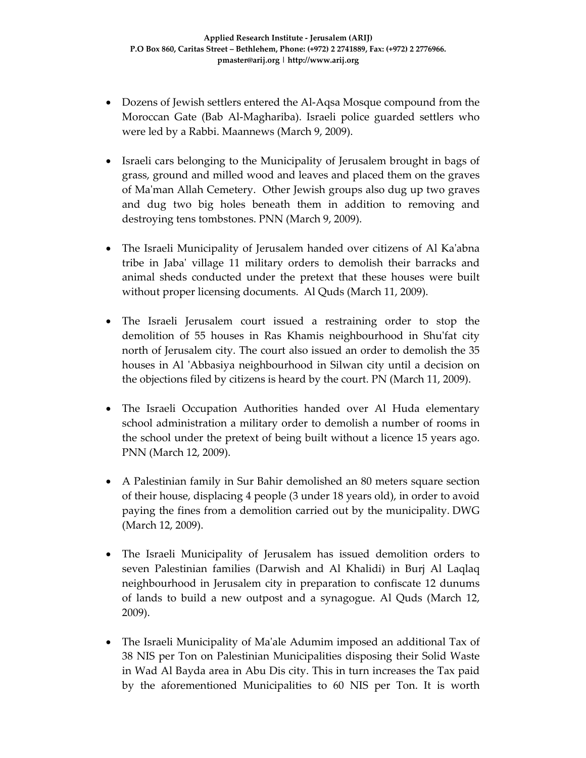- Dozens of Jewish settlers entered the Al-Aqsa Mosque compound from the Moroccan Gate (Bab Al-Maghariba). Israeli police guarded settlers who were led by a Rabbi. Maannews (March 9, 2009).

- Israeli cars belonging to the Municipality of Jerusalem brought in bags of grass, ground and milled wood and leaves and placed them on the graves of Ma'man Allah Cemetery. Other Jewish groups also dug up two graves and dug two big holes beneath them in addition to removing and destroying tens tombstones. PNN (March 9, 2009).

- The Israeli Municipality of Jerusalem handed over citizens of Al Ka'abna tribe in Jaba' village 11 military orders to demolish their barracks and animal sheds conducted under the pretext that these houses were built without proper licensing documents. Al Quds (March 11, 2009).

- The Israeli Jerusalem court issued a restraining order to stop the demolition of 55 houses in Ras Khamis neighbourhood in Shu'fat city north of Jerusalem city. The court also issued an order to demolish the 35 houses in Al 'Abbasiya neighbourhood in Silwan city until a decision on the objections filed by citizens is heard by the court. PN (March 11, 2009).

- The Israeli Occupation Authorities handed over Al Huda elementary school administration a military order to demolish a number of rooms in the school under the pretext of being built without a licence 15 years ago. PNN (March 12, 2009).

- A Palestinian family in Sur Bahir demolished an 80 meters square section of their house, displacing 4 people (3 under 18 years old), in order to avoid paying the fines from a demolition carried out by the municipality. DWG (March 12, 2009).

- The Israeli Municipality of Jerusalem has issued demolition orders to seven Palestinian families (Darwish and Al Khalidi) in Burj Al Laqlaq neighbourhood in Jerusalem city in preparation to confiscate 12 dunums of lands to build a new outpost and a synagogue. Al Quds (March 12, 2009).

- The Israeli Municipality of Ma'ale Adumim imposed an additional Tax of 38 NIS per Ton on Palestinian Municipalities disposing their Solid Waste in Wad Al Bayda area in Abu Dis city. This in turn increases the Tax paid by the aforementioned Municipalities to 60 NIS per Ton. It is worth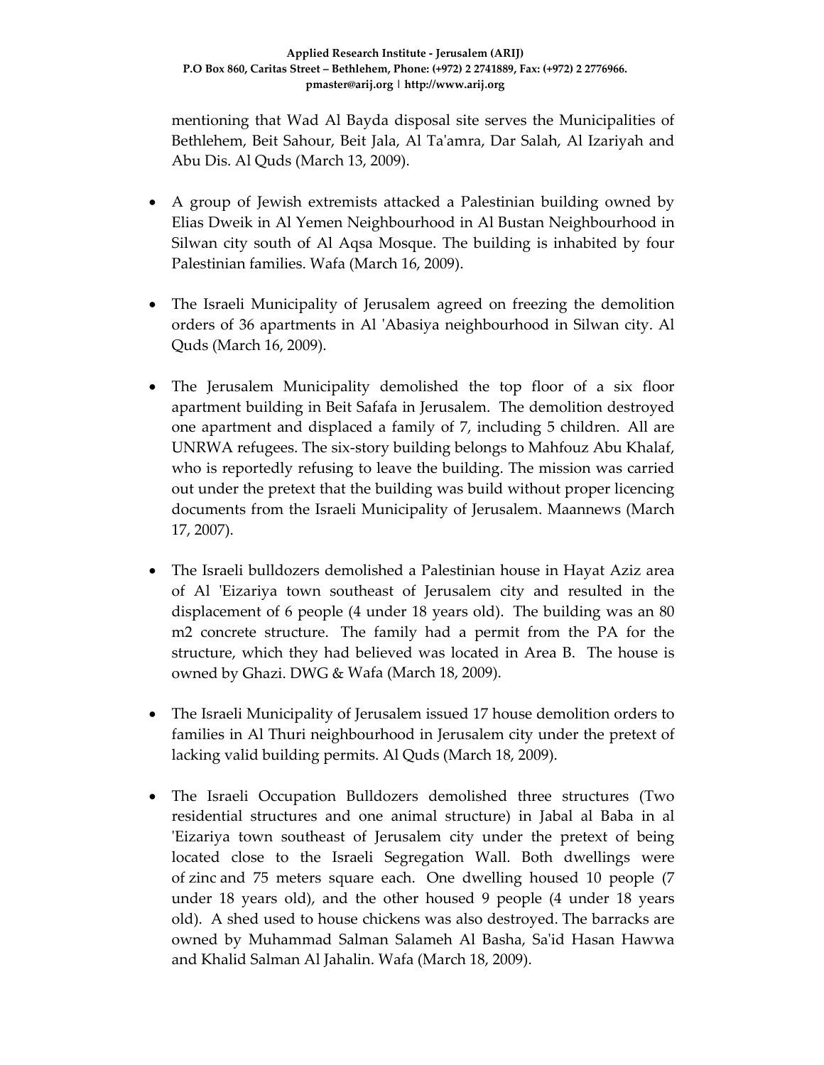mentioning that Wad Al Bayda disposal site serves the Municipalities of Bethlehem, Beit Sahour, Beit Jala, Al Ta'amra, Dar Salah, Al Izariyah and Abu Dis. Al Quds (March 13, 2009).

- A group of Jewish extremists attacked a Palestinian building owned by Elias Dweik in Al Yemen Neighbourhood in Al Bustan Neighbourhood in Silwan city south of Al Aqsa Mosque. The building is inhabited by four Palestinian families. Wafa (March 16, 2009).

- The Israeli Municipality of Jerusalem agreed on freezing the demolition orders of 36 apartments in Al 'Abasiya neighbourhood in Silwan city. Al Quds (March 16, 2009).

- The Jerusalem Municipality demolished the top floor of a six floor apartment building in Beit Safafa in Jerusalem. The demolition destroyed one apartment and displaced a family of 7, including 5 children. All are UNRWA refugees. The six-story building belongs to Mahfouz Abu Khalaf, who is reportedly refusing to leave the building. The mission was carried out under the pretext that the building was build without proper licencing documents from the Israeli Municipality of Jerusalem. Maannews (March 17, 2007).

- The Israeli bulldozers demolished a Palestinian house in Hayat Aziz area of Al 'Eizariya town southeast of Jerusalem city and resulted in the displacement of 6 people (4 under 18 years old). The building was an 80 m2 concrete structure. The family had a permit from the PA for the structure, which they had believed was located in Area B. The house is owned by Ghazi. DWG & Wafa (March 18, 2009).

- The Israeli Municipality of Jerusalem issued 17 house demolition orders to families in Al Thuri neighbourhood in Jerusalem city under the pretext of lacking valid building permits. Al Quds (March 18, 2009).

- The Israeli Occupation Bulldozers demolished three structures (Two residential structures and one animal structure) in Jabal al Baba in al 'Eizariya town southeast of Jerusalem city under the pretext of being located close to the Israeli Segregation Wall. Both dwellings were of zinc and 75 meters square each. One dwelling housed 10 people (7 under 18 years old), and the other housed 9 people (4 under 18 years old). A shed used to house chickens was also destroyed. The barracks are owned by Muhammad Salman Salameh Al Basha, Sa'id Hasan Hawwa and Khalid Salman Al Jahalin. Wafa (March 18, 2009).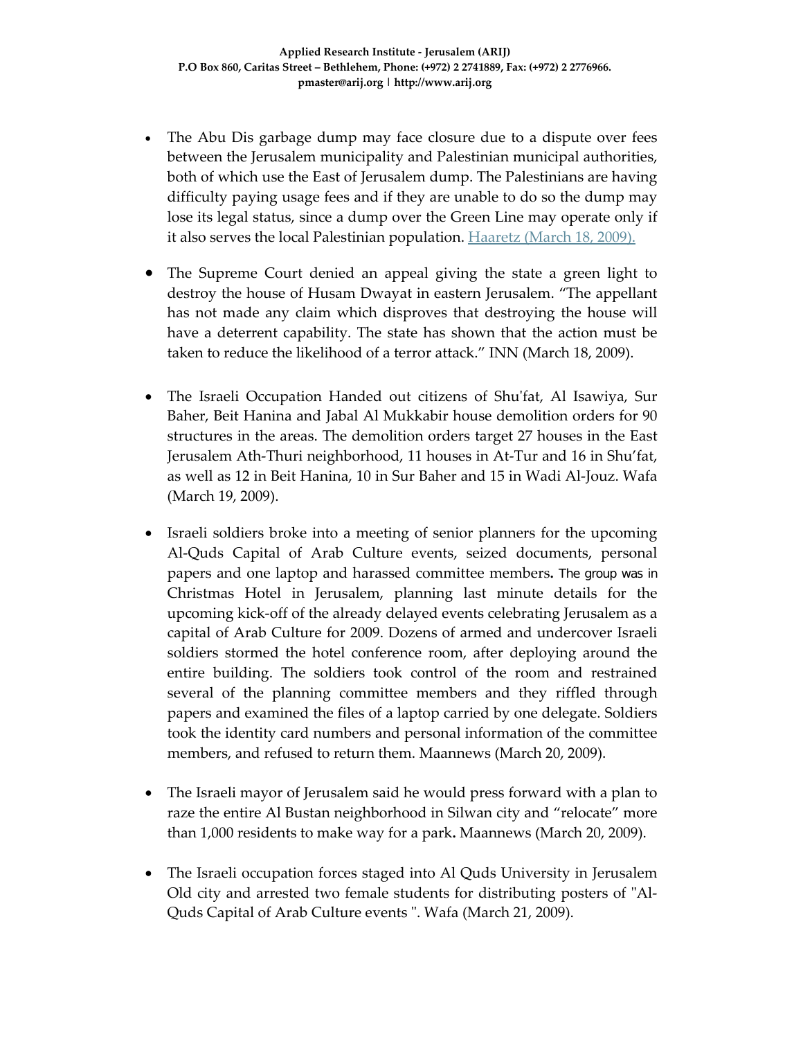- The Abu Dis garbage dump may face closure due to a dispute over fees between the Jerusalem municipality and Palestinian municipal authorities, both of which use the East of Jerusalem dump. The Palestinians are having difficulty paying usage fees and if they are unable to do so the dump may lose its legal status, since a dump over the Green Line may operate only if it also serves the local Palestinian population. Haaretz (March 18, 2009).

- The Supreme Court denied an appeal giving the state a green light to destroy the house of Husam Dwayat in eastern Jerusalem. "The appellant has not made any claim which disproves that destroying the house will have a deterrent capability. The state has shown that the action must be taken to reduce the likelihood of a terror attack." INN (March 18, 2009).

- The Israeli Occupation Handed out citizens of Shu'fat, Al Isawiya, Sur Baher, Beit Hanina and Jabal Al Mukkabir house demolition orders for 90 structures in the areas. The demolition orders target 27 houses in the East Jerusalem Ath-Thuri neighborhood, 11 houses in At-Tur and 16 in Shu'fat, as well as 12 in Beit Hanina, 10 in Sur Baher and 15 in Wadi Al-Jouz. Wafa (March 19, 2009).

- Israeli soldiers broke into a meeting of senior planners for the upcoming Al-Quds Capital of Arab Culture events, seized documents, personal papers and one laptop and harassed committee members**.** The group was in Christmas Hotel in Jerusalem, planning last minute details for the upcoming kick-off of the already delayed events celebrating Jerusalem as a capital of Arab Culture for 2009. Dozens of armed and undercover Israeli soldiers stormed the hotel conference room, after deploying around the entire building. The soldiers took control of the room and restrained several of the planning committee members and they riffled through papers and examined the files of a laptop carried by one delegate. Soldiers took the identity card numbers and personal information of the committee members, and refused to return them. Maannews (March 20, 2009).

- The Israeli mayor of Jerusalem said he would press forward with a plan to raze the entire Al Bustan neighborhood in Silwan city and "relocate" more than 1,000 residents to make way for a park**.** Maannews (March 20, 2009).

- The Israeli occupation forces staged into Al Quds University in Jerusalem Old city and arrested two female students for distributing posters of "Al-Quds Capital of Arab Culture events ". Wafa (March 21, 2009).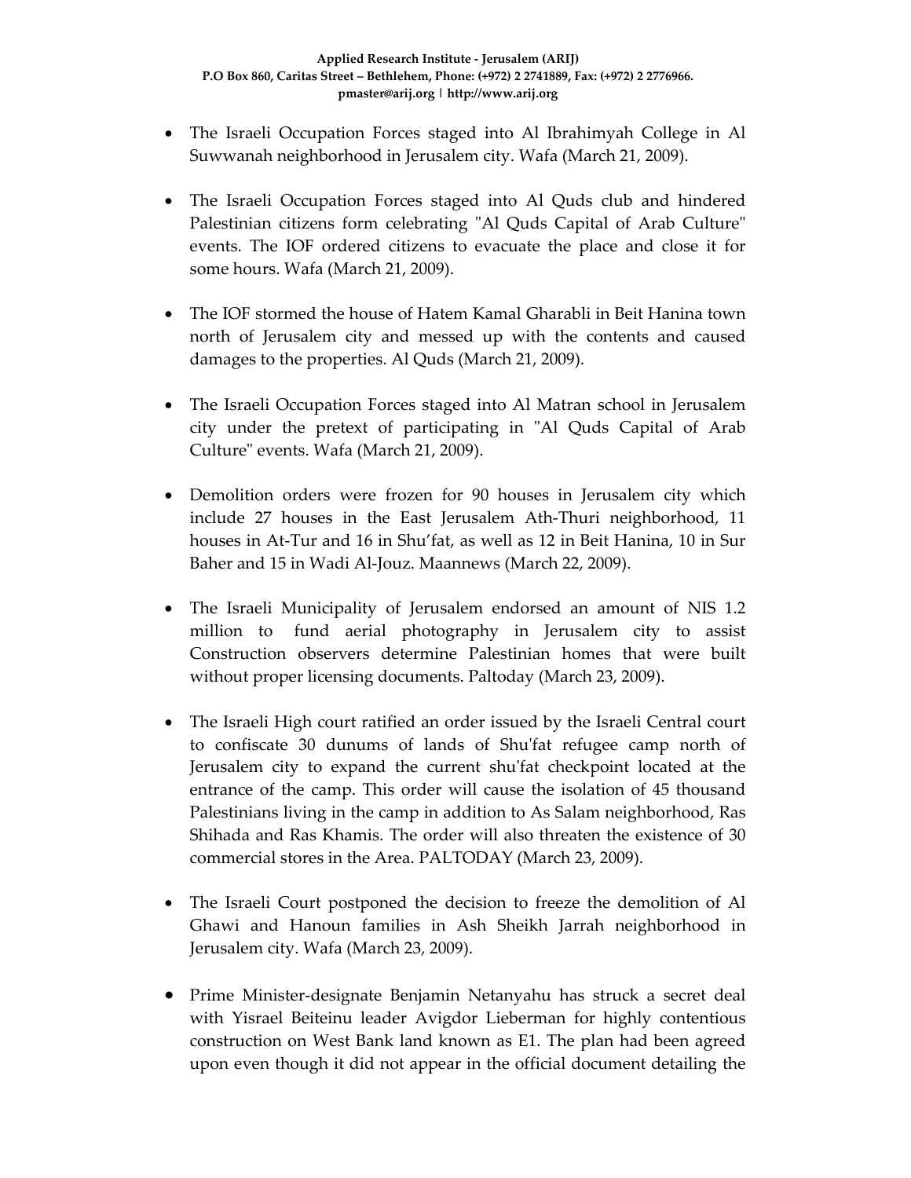- The Israeli Occupation Forces staged into Al Ibrahimyah College in Al Suwwanah neighborhood in Jerusalem city. Wafa (March 21, 2009).

- The Israeli Occupation Forces staged into Al Quds club and hindered Palestinian citizens form celebrating "Al Quds Capital of Arab Culture" events. The IOF ordered citizens to evacuate the place and close it for some hours. Wafa (March 21, 2009).

- The IOF stormed the house of Hatem Kamal Gharabli in Beit Hanina town north of Jerusalem city and messed up with the contents and caused damages to the properties. Al Quds (March 21, 2009).

- The Israeli Occupation Forces staged into Al Matran school in Jerusalem city under the pretext of participating in "Al Quds Capital of Arab Culture" events. Wafa (March 21, 2009).

- Demolition orders were frozen for 90 houses in Jerusalem city which include 27 houses in the East Jerusalem Ath-Thuri neighborhood, 11 houses in At-Tur and 16 in Shu'fat, as well as 12 in Beit Hanina, 10 in Sur Baher and 15 in Wadi Al-Jouz. Maannews (March 22, 2009).

- The Israeli Municipality of Jerusalem endorsed an amount of NIS 1.2 million to fund aerial photography in Jerusalem city to assist Construction observers determine Palestinian homes that were built without proper licensing documents. Paltoday (March 23, 2009).

- The Israeli High court ratified an order issued by the Israeli Central court to confiscate 30 dunums of lands of Shu'fat refugee camp north of Jerusalem city to expand the current shu'fat checkpoint located at the entrance of the camp. This order will cause the isolation of 45 thousand Palestinians living in the camp in addition to As Salam neighborhood, Ras Shihada and Ras Khamis. The order will also threaten the existence of 30 commercial stores in the Area. PALTODAY (March 23, 2009).

- The Israeli Court postponed the decision to freeze the demolition of Al Ghawi and Hanoun families in Ash Sheikh Jarrah neighborhood in Jerusalem city. Wafa (March 23, 2009).

- Prime Minister-designate Benjamin Netanyahu has struck a secret deal with Yisrael Beiteinu leader Avigdor Lieberman for highly contentious construction on West Bank land known as E1. The plan had been agreed upon even though it did not appear in the official document detailing the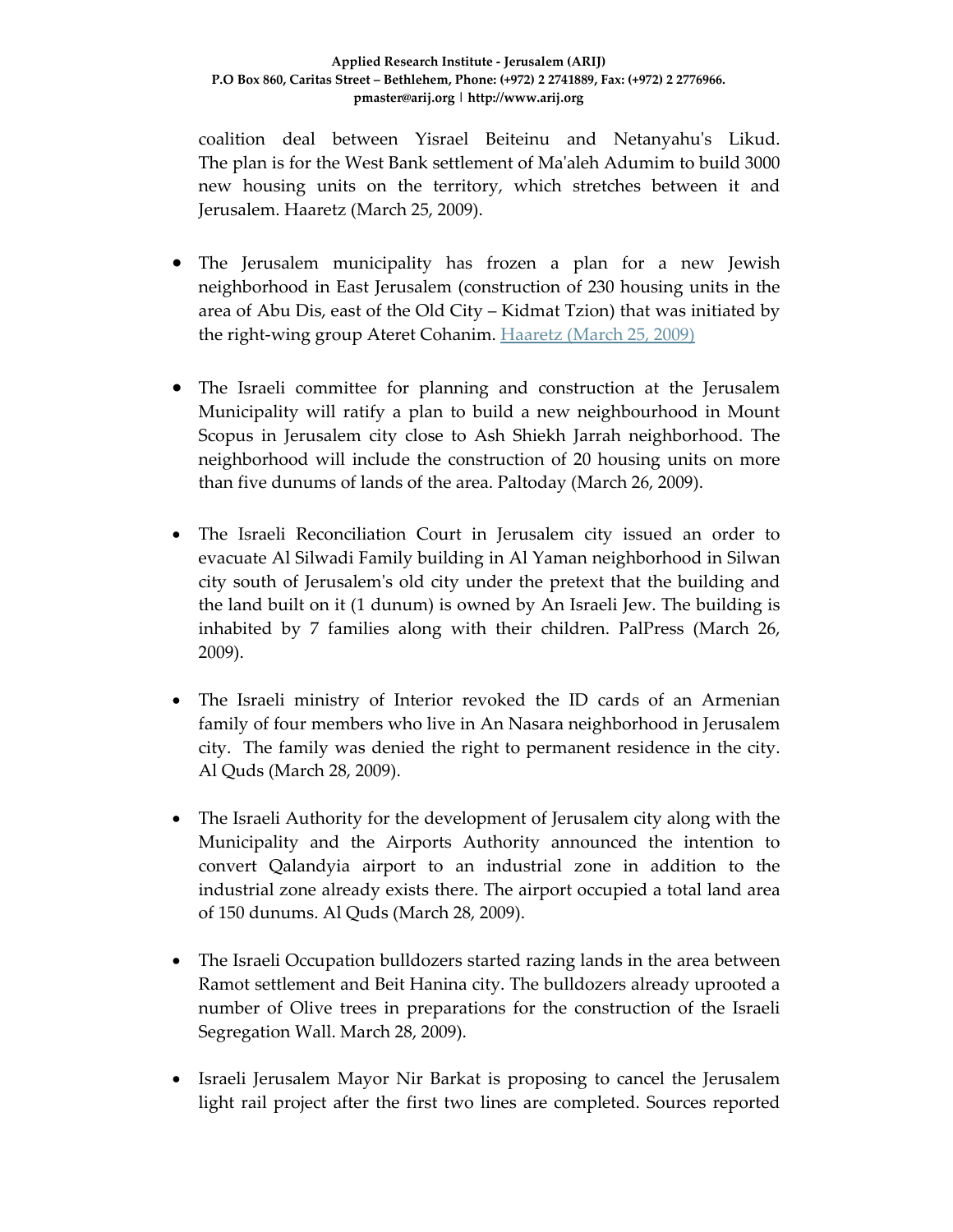coalition deal between Yisrael Beiteinu and Netanyahu's Likud. The plan is for the West Bank settlement of Ma'aleh Adumim to build 3000 new housing units on the territory, which stretches between it and Jerusalem. Haaretz (March 25, 2009).

- The Jerusalem municipality has frozen a plan for a new Jewish neighborhood in East Jerusalem (construction of 230 housing units in the area of Abu Dis, east of the Old City – Kidmat Tzion) that was initiated by the right-wing group Ateret Cohanim. [Haaretz (March 25, 2009)]

- The Israeli committee for planning and construction at the Jerusalem Municipality will ratify a plan to build a new neighbourhood in Mount Scopus in Jerusalem city close to Ash Shiekh Jarrah neighborhood. The neighborhood will include the construction of 20 housing units on more than five dunums of lands of the area. Paltoday (March 26, 2009).

- The Israeli Reconciliation Court in Jerusalem city issued an order to evacuate Al Silwadi Family building in Al Yaman neighborhood in Silwan city south of Jerusalem's old city under the pretext that the building and the land built on it (1 dunum) is owned by An Israeli Jew. The building is inhabited by 7 families along with their children. PalPress (March 26, 2009).

- The Israeli ministry of Interior revoked the ID cards of an Armenian family of four members who live in An Nasara neighborhood in Jerusalem city. The family was denied the right to permanent residence in the city. Al Quds (March 28, 2009).

- The Israeli Authority for the development of Jerusalem city along with the Municipality and the Airports Authority announced the intention to convert Qalandyia airport to an industrial zone in addition to the industrial zone already exists there. The airport occupied a total land area of 150 dunums. Al Quds (March 28, 2009).

- The Israeli Occupation bulldozers started razing lands in the area between Ramot settlement and Beit Hanina city. The bulldozers already uprooted a number of Olive trees in preparations for the construction of the Israeli Segregation Wall. March 28, 2009).

- Israeli Jerusalem Mayor Nir Barkat is proposing to cancel the Jerusalem light rail project after the first two lines are completed. Sources reported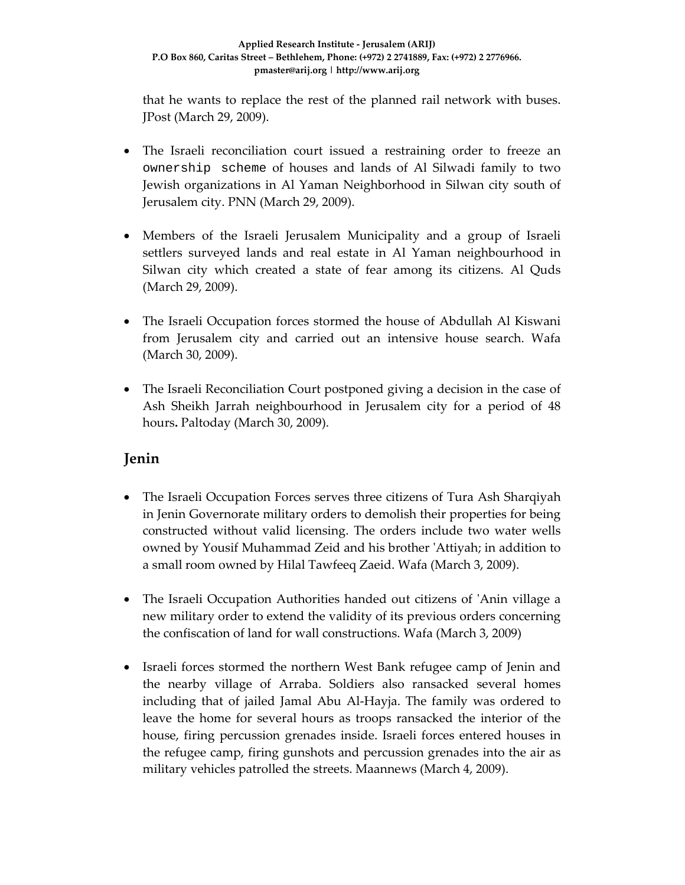that he wants to replace the rest of the planned rail network with buses. JPost (March 29, 2009).

- The Israeli reconciliation court issued a restraining order to freeze an ownership scheme of houses and lands of Al Silwadi family to two Jewish organizations in Al Yaman Neighborhood in Silwan city south of Jerusalem city. PNN (March 29, 2009).

- Members of the Israeli Jerusalem Municipality and a group of Israeli settlers surveyed lands and real estate in Al Yaman neighbourhood in Silwan city which created a state of fear among its citizens. Al Quds (March 29, 2009).

- The Israeli Occupation forces stormed the house of Abdullah Al Kiswani from Jerusalem city and carried out an intensive house search. Wafa (March 30, 2009).

- The Israeli Reconciliation Court postponed giving a decision in the case of Ash Sheikh Jarrah neighbourhood in Jerusalem city for a period of 48 hours**.** Paltoday (March 30, 2009).

## Jenin

- The Israeli Occupation Forces serves three citizens of Tura Ash Sharqiyah in Jenin Governorate military orders to demolish their properties for being constructed without valid licensing. The orders include two water wells owned by Yousif Muhammad Zeid and his brother 'Attiyah; in addition to a small room owned by Hilal Tawfeeq Zaeid. Wafa (March 3, 2009).

- The Israeli Occupation Authorities handed out citizens of 'Anin village a new military order to extend the validity of its previous orders concerning the confiscation of land for wall constructions. Wafa (March 3, 2009)

- Israeli forces stormed the northern West Bank refugee camp of Jenin and the nearby village of Arraba. Soldiers also ransacked several homes including that of jailed Jamal Abu Al-Hayja. The family was ordered to leave the home for several hours as troops ransacked the interior of the house, firing percussion grenades inside. Israeli forces entered houses in the refugee camp, firing gunshots and percussion grenades into the air as military vehicles patrolled the streets. Maannews (March 4, 2009).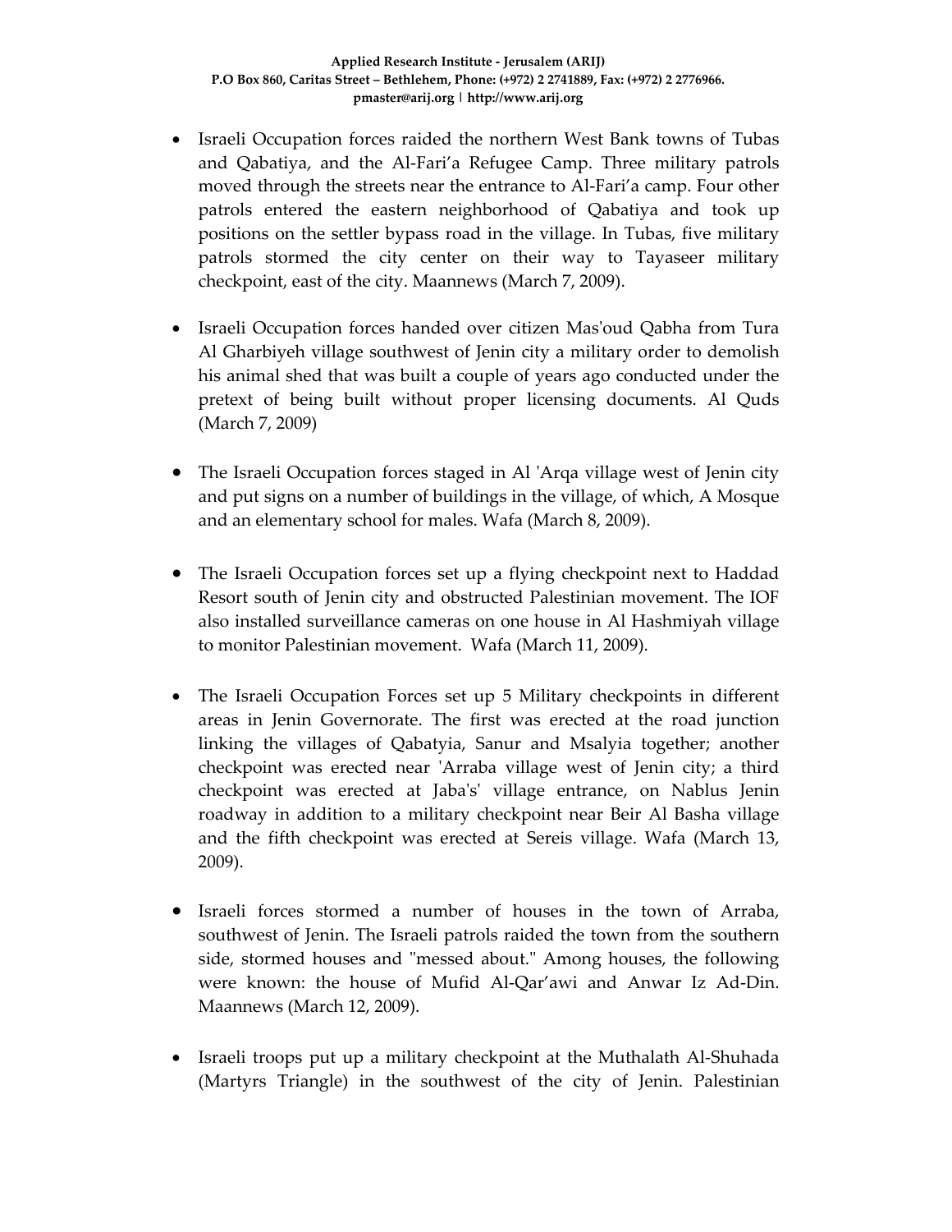- Israeli Occupation forces raided the northern West Bank towns of Tubas and Qabatiya, and the Al-Fari'a Refugee Camp. Three military patrols moved through the streets near the entrance to Al-Fari'a camp. Four other patrols entered the eastern neighborhood of Qabatiya and took up positions on the settler bypass road in the village. In Tubas, five military patrols stormed the city center on their way to Tayaseer military checkpoint, east of the city. Maannews (March 7, 2009).

- Israeli Occupation forces handed over citizen Mas'oud Qabha from Tura Al Gharbiyeh village southwest of Jenin city a military order to demolish his animal shed that was built a couple of years ago conducted under the pretext of being built without proper licensing documents. Al Quds (March 7, 2009)

- The Israeli Occupation forces staged in Al 'Arqa village west of Jenin city and put signs on a number of buildings in the village, of which, A Mosque and an elementary school for males. Wafa (March 8, 2009).

- The Israeli Occupation forces set up a flying checkpoint next to Haddad Resort south of Jenin city and obstructed Palestinian movement. The IOF also installed surveillance cameras on one house in Al Hashmiyah village to monitor Palestinian movement. Wafa (March 11, 2009).

- The Israeli Occupation Forces set up 5 Military checkpoints in different areas in Jenin Governorate. The first was erected at the road junction linking the villages of Qabatyia, Sanur and Msalyia together; another checkpoint was erected near 'Arraba village west of Jenin city; a third checkpoint was erected at Jaba's' village entrance, on Nablus Jenin roadway in addition to a military checkpoint near Beir Al Basha village and the fifth checkpoint was erected at Sereis village. Wafa (March 13, 2009).

- Israeli forces stormed a number of houses in the town of Arraba, southwest of Jenin. The Israeli patrols raided the town from the southern side, stormed houses and "messed about." Among houses, the following were known: the house of Mufid Al-Qar'awi and Anwar Iz Ad-Din. Maannews (March 12, 2009).

- Israeli troops put up a military checkpoint at the Muthalath Al-Shuhada (Martyrs Triangle) in the southwest of the city of Jenin. Palestinian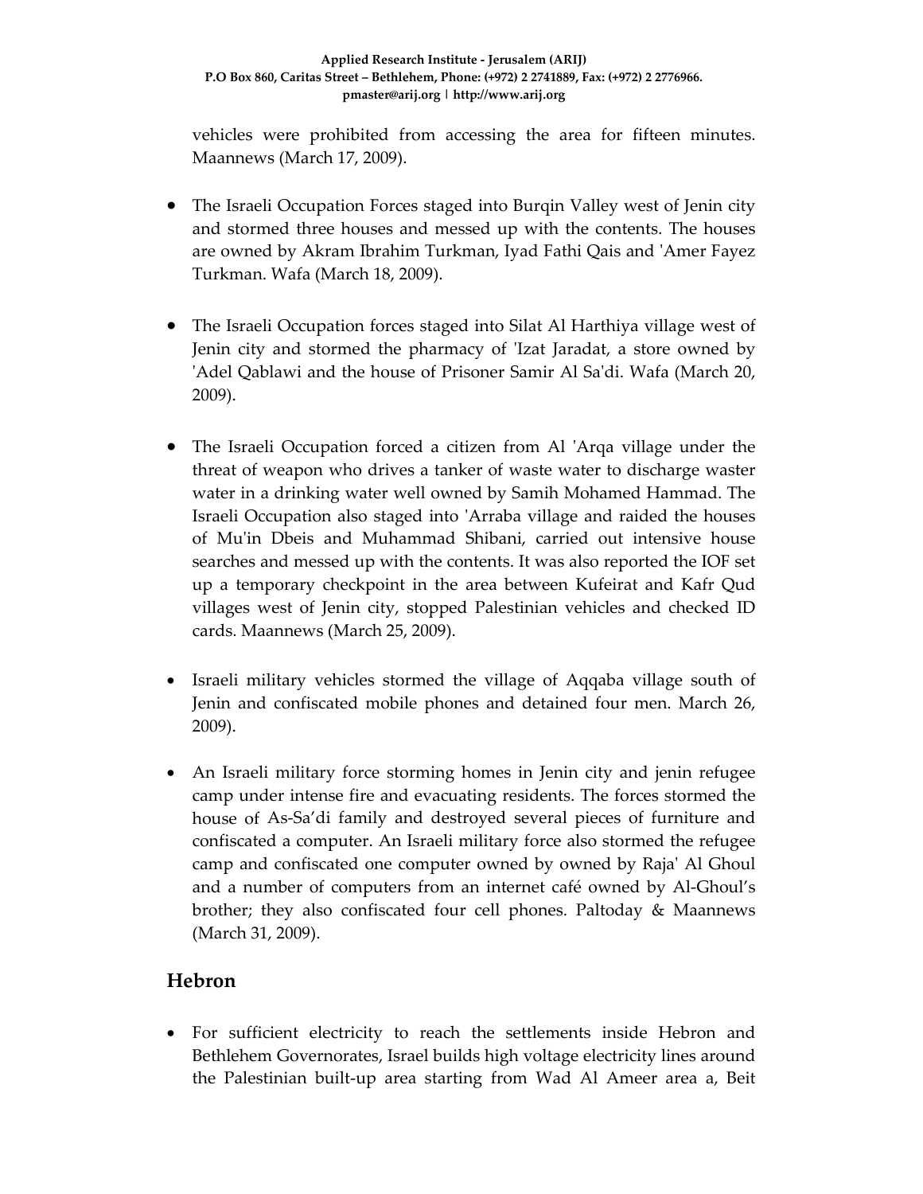vehicles were prohibited from accessing the area for fifteen minutes. Maannews (March 17, 2009).

- The Israeli Occupation Forces staged into Burqin Valley west of Jenin city and stormed three houses and messed up with the contents. The houses are owned by Akram Ibrahim Turkman, Iyad Fathi Qais and 'Amer Fayez Turkman. Wafa (March 18, 2009).

- The Israeli Occupation forces staged into Silat Al Harthiya village west of Jenin city and stormed the pharmacy of 'Izat Jaradat, a store owned by 'Adel Qablawi and the house of Prisoner Samir Al Sa'di. Wafa (March 20, 2009).

- The Israeli Occupation forced a citizen from Al 'Arqa village under the threat of weapon who drives a tanker of waste water to discharge waster water in a drinking water well owned by Samih Mohamed Hammad. The Israeli Occupation also staged into 'Arraba village and raided the houses of Mu'in Dbeis and Muhammad Shibani, carried out intensive house searches and messed up with the contents. It was also reported the IOF set up a temporary checkpoint in the area between Kufeirat and Kafr Qud villages west of Jenin city, stopped Palestinian vehicles and checked ID cards. Maannews (March 25, 2009).

- Israeli military vehicles stormed the village of Aqqaba village south of Jenin and confiscated mobile phones and detained four men. March 26, 2009).

- An Israeli military force storming homes in Jenin city and jenin refugee camp under intense fire and evacuating residents. The forces stormed the house of As-Sa'di family and destroyed several pieces of furniture and confiscated a computer. An Israeli military force also stormed the refugee camp and confiscated one computer owned by owned by Raja' Al Ghoul and a number of computers from an internet café owned by Al-Ghoul's brother; they also confiscated four cell phones. Paltoday & Maannews (March 31, 2009).

## Hebron

- For sufficient electricity to reach the settlements inside Hebron and Bethlehem Governorates, Israel builds high voltage electricity lines around the Palestinian built-up area starting from Wad Al Ameer area a, Beit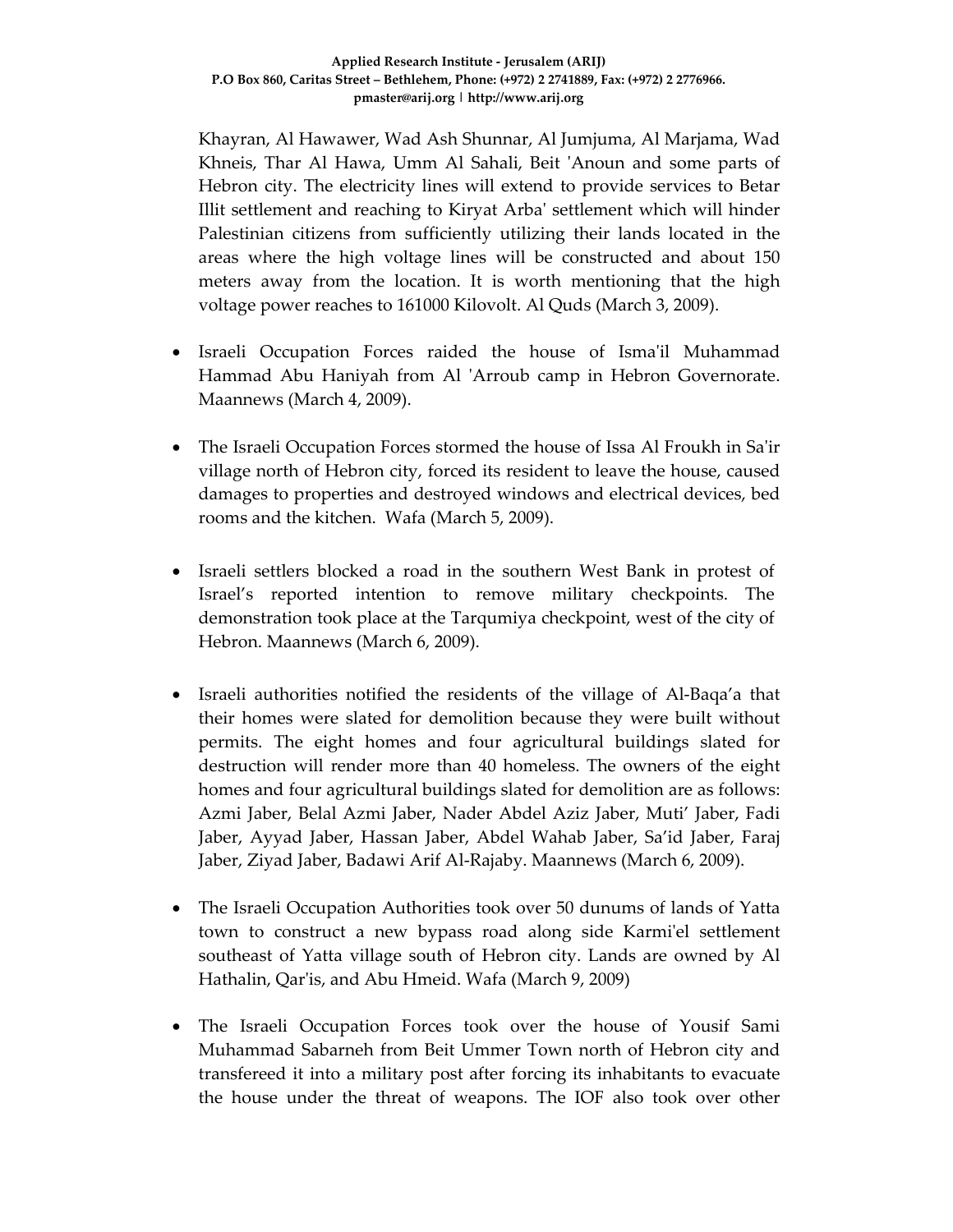Khayran, Al Hawawer, Wad Ash Shunnar, Al Jumjuma, Al Marjama, Wad Khneis, Thar Al Hawa, Umm Al Sahali, Beit 'Anoun and some parts of Hebron city. The electricity lines will extend to provide services to Betar Illit settlement and reaching to Kiryat Arba' settlement which will hinder Palestinian citizens from sufficiently utilizing their lands located in the areas where the high voltage lines will be constructed and about 150 meters away from the location. It is worth mentioning that the high voltage power reaches to 161000 Kilovolt. Al Quds (March 3, 2009).

- Israeli Occupation Forces raided the house of Isma'il Muhammad Hammad Abu Haniyah from Al 'Arroub camp in Hebron Governorate. Maannews (March 4, 2009).

- The Israeli Occupation Forces stormed the house of Issa Al Froukh in Sa'ir village north of Hebron city, forced its resident to leave the house, caused damages to properties and destroyed windows and electrical devices, bed rooms and the kitchen. Wafa (March 5, 2009).

- Israeli settlers blocked a road in the southern West Bank in protest of Israel's reported intention to remove military checkpoints. The demonstration took place at the Tarqumiya checkpoint, west of the city of Hebron. Maannews (March 6, 2009).

- Israeli authorities notified the residents of the village of Al-Baqa'a that their homes were slated for demolition because they were built without permits. The eight homes and four agricultural buildings slated for destruction will render more than 40 homeless. The owners of the eight homes and four agricultural buildings slated for demolition are as follows: Azmi Jaber, Belal Azmi Jaber, Nader Abdel Aziz Jaber, Muti' Jaber, Fadi Jaber, Ayyad Jaber, Hassan Jaber, Abdel Wahab Jaber, Sa'id Jaber, Faraj Jaber, Ziyad Jaber, Badawi Arif Al-Rajaby. Maannews (March 6, 2009).

- The Israeli Occupation Authorities took over 50 dunums of lands of Yatta town to construct a new bypass road along side Karmi'el settlement southeast of Yatta village south of Hebron city. Lands are owned by Al Hathalin, Qar'is, and Abu Hmeid. Wafa (March 9, 2009)

- The Israeli Occupation Forces took over the house of Yousif Sami Muhammad Sabarneh from Beit Ummer Town north of Hebron city and transfereed it into a military post after forcing its inhabitants to evacuate the house under the threat of weapons. The IOF also took over other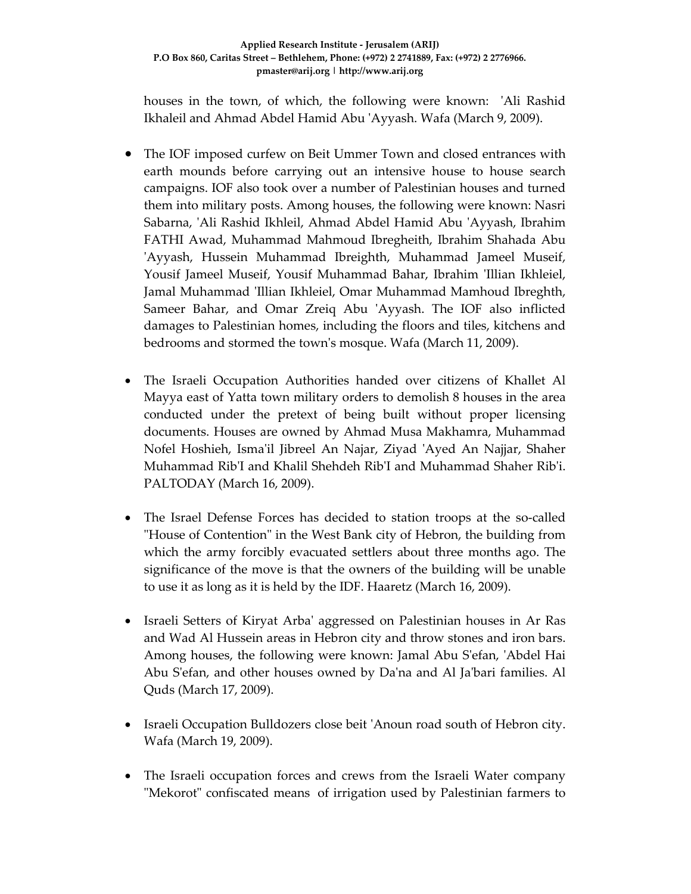houses in the town, of which, the following were known: 'Ali Rashid Ikhaleil and Ahmad Abdel Hamid Abu 'Ayyash. Wafa (March 9, 2009).

- The IOF imposed curfew on Beit Ummer Town and closed entrances with earth mounds before carrying out an intensive house to house search campaigns. IOF also took over a number of Palestinian houses and turned them into military posts. Among houses, the following were known: Nasri Sabarna, 'Ali Rashid Ikhleil, Ahmad Abdel Hamid Abu 'Ayyash, Ibrahim FATHI Awad, Muhammad Mahmoud Ibregheith, Ibrahim Shahada Abu 'Ayyash, Hussein Muhammad Ibreighth, Muhammad Jameel Museif, Yousif Jameel Museif, Yousif Muhammad Bahar, Ibrahim 'Illian Ikhleiel, Jamal Muhammad 'Illian Ikhleiel, Omar Muhammad Mamhoud Ibreghth, Sameer Bahar, and Omar Zreiq Abu 'Ayyash. The IOF also inflicted damages to Palestinian homes, including the floors and tiles, kitchens and bedrooms and stormed the town's mosque. Wafa (March 11, 2009).

- The Israeli Occupation Authorities handed over citizens of Khallet Al Mayya east of Yatta town military orders to demolish 8 houses in the area conducted under the pretext of being built without proper licensing documents. Houses are owned by Ahmad Musa Makhamra, Muhammad Nofel Hoshieh, Isma'il Jibreel An Najar, Ziyad 'Ayed An Najjar, Shaher Muhammad Rib'I and Khalil Shehdeh Rib'I and Muhammad Shaher Rib'i. PALTODAY (March 16, 2009).

- The Israel Defense Forces has decided to station troops at the so-called "House of Contention" in the West Bank city of Hebron, the building from which the army forcibly evacuated settlers about three months ago. The significance of the move is that the owners of the building will be unable to use it as long as it is held by the IDF. Haaretz (March 16, 2009).

- Israeli Setters of Kiryat Arba' aggressed on Palestinian houses in Ar Ras and Wad Al Hussein areas in Hebron city and throw stones and iron bars. Among houses, the following were known: Jamal Abu S'efan, 'Abdel Hai Abu S'efan, and other houses owned by Da'na and Al Ja'bari families. Al Quds (March 17, 2009).

- Israeli Occupation Bulldozers close beit 'Anoun road south of Hebron city. Wafa (March 19, 2009).

- The Israeli occupation forces and crews from the Israeli Water company "Mekorot" confiscated means of irrigation used by Palestinian farmers to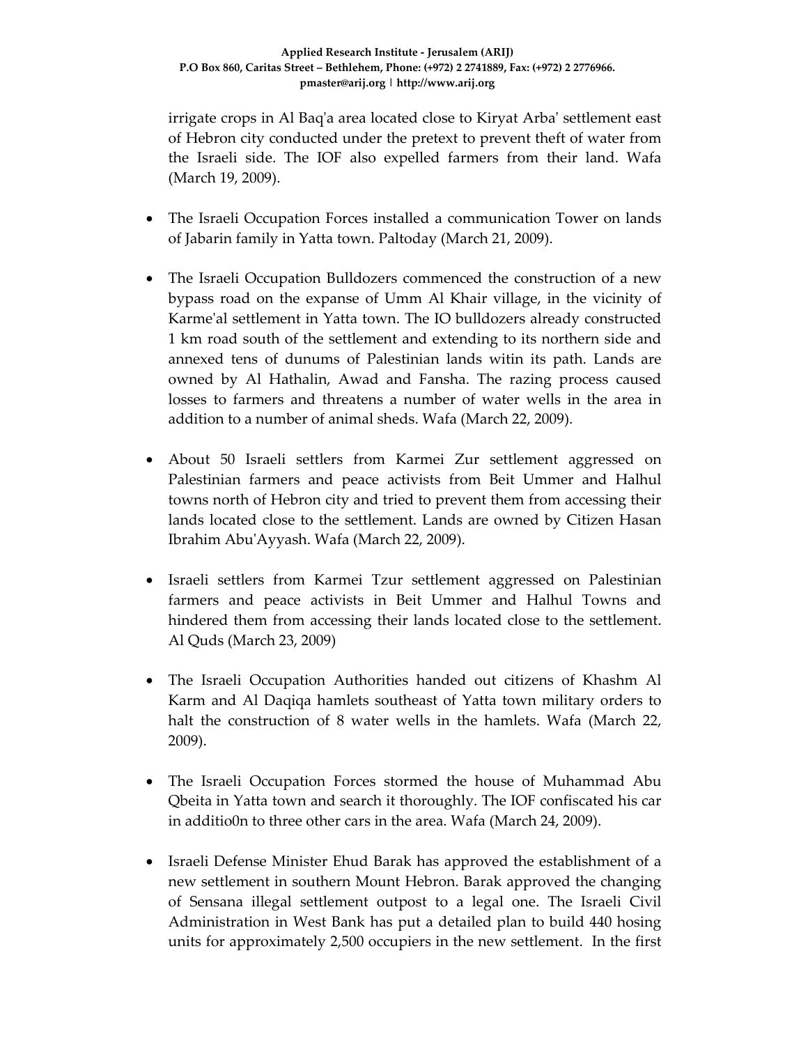irrigate crops in Al Baq'a area located close to Kiryat Arba' settlement east of Hebron city conducted under the pretext to prevent theft of water from the Israeli side. The IOF also expelled farmers from their land. Wafa (March 19, 2009).

- The Israeli Occupation Forces installed a communication Tower on lands of Jabarin family in Yatta town. Paltoday (March 21, 2009).

- The Israeli Occupation Bulldozers commenced the construction of a new bypass road on the expanse of Umm Al Khair village, in the vicinity of Karme'al settlement in Yatta town. The IO bulldozers already constructed 1 km road south of the settlement and extending to its northern side and annexed tens of dunums of Palestinian lands witin its path. Lands are owned by Al Hathalin, Awad and Fansha. The razing process caused losses to farmers and threatens a number of water wells in the area in addition to a number of animal sheds. Wafa (March 22, 2009).

- About 50 Israeli settlers from Karmei Zur settlement aggressed on Palestinian farmers and peace activists from Beit Ummer and Halhul towns north of Hebron city and tried to prevent them from accessing their lands located close to the settlement. Lands are owned by Citizen Hasan Ibrahim Abu'Ayyash. Wafa (March 22, 2009).

- Israeli settlers from Karmei Tzur settlement aggressed on Palestinian farmers and peace activists in Beit Ummer and Halhul Towns and hindered them from accessing their lands located close to the settlement. Al Quds (March 23, 2009)

- The Israeli Occupation Authorities handed out citizens of Khashm Al Karm and Al Daqiqa hamlets southeast of Yatta town military orders to halt the construction of 8 water wells in the hamlets. Wafa (March 22, 2009).

- The Israeli Occupation Forces stormed the house of Muhammad Abu Qbeita in Yatta town and search it thoroughly. The IOF confiscated his car in additio0n to three other cars in the area. Wafa (March 24, 2009).

- Israeli Defense Minister Ehud Barak has approved the establishment of a new settlement in southern Mount Hebron. Barak approved the changing of Sensana illegal settlement outpost to a legal one. The Israeli Civil Administration in West Bank has put a detailed plan to build 440 hosing units for approximately 2,500 occupiers in the new settlement. In the first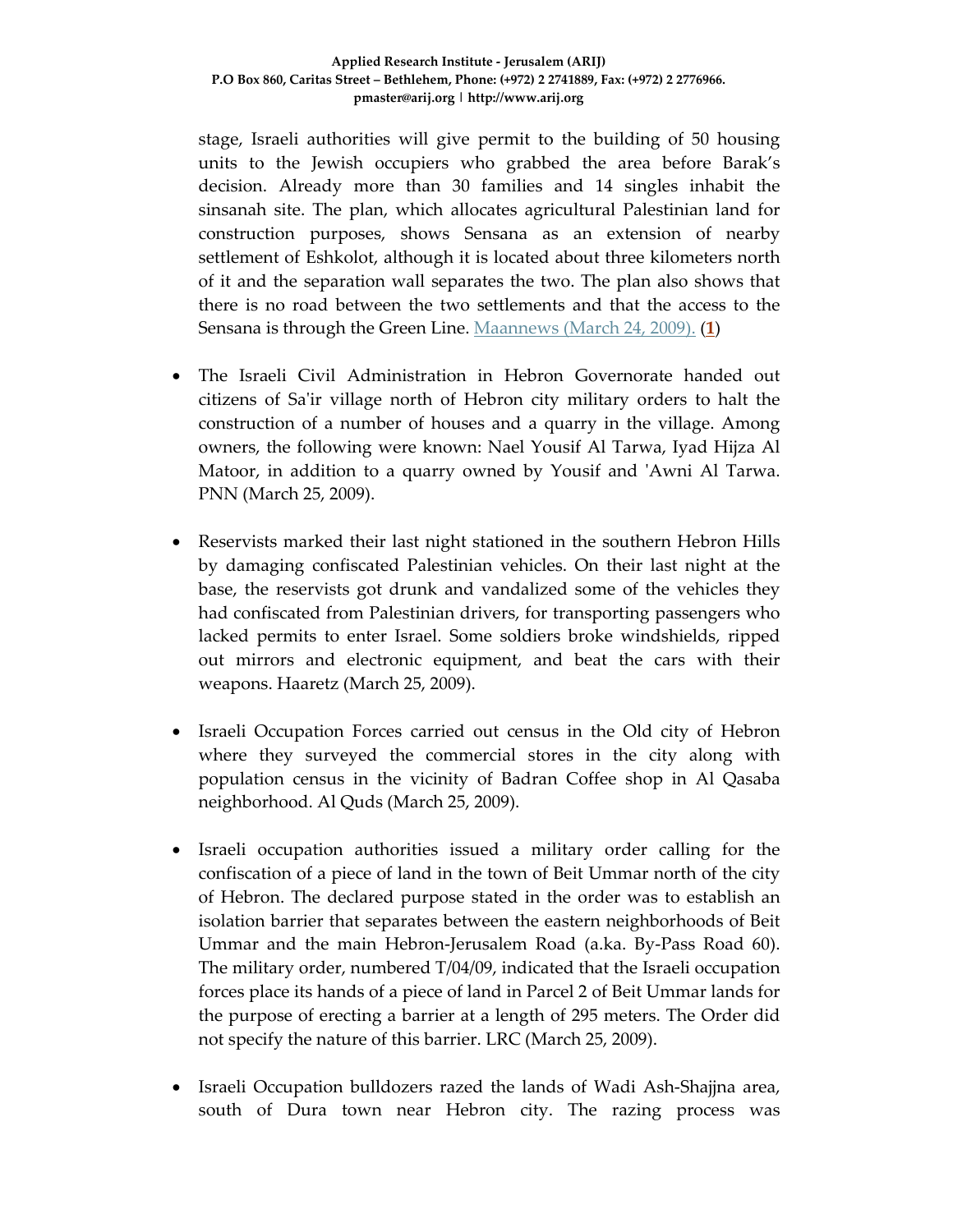stage, Israeli authorities will give permit to the building of 50 housing units to the Jewish occupiers who grabbed the area before Barak's decision. Already more than 30 families and 14 singles inhabit the sinsanah site. The plan, which allocates agricultural Palestinian land for construction purposes, shows Sensana as an extension of nearby settlement of Eshkolot, although it is located about three kilometers north of it and the separation wall separates the two. The plan also shows that there is no road between the two settlements and that the access to the Sensana is through the Green Line. Maannews (March 24, 2009). (**1**)

- The Israeli Civil Administration in Hebron Governorate handed out citizens of Sa'ir village north of Hebron city military orders to halt the construction of a number of houses and a quarry in the village. Among owners, the following were known: Nael Yousif Al Tarwa, Iyad Hijza Al Matoor, in addition to a quarry owned by Yousif and 'Awni Al Tarwa. PNN (March 25, 2009).

- Reservists marked their last night stationed in the southern Hebron Hills by damaging confiscated Palestinian vehicles. On their last night at the base, the reservists got drunk and vandalized some of the vehicles they had confiscated from Palestinian drivers, for transporting passengers who lacked permits to enter Israel. Some soldiers broke windshields, ripped out mirrors and electronic equipment, and beat the cars with their weapons. Haaretz (March 25, 2009).

- Israeli Occupation Forces carried out census in the Old city of Hebron where they surveyed the commercial stores in the city along with population census in the vicinity of Badran Coffee shop in Al Qasaba neighborhood. Al Quds (March 25, 2009).

- Israeli occupation authorities issued a military order calling for the confiscation of a piece of land in the town of Beit Ummar north of the city of Hebron. The declared purpose stated in the order was to establish an isolation barrier that separates between the eastern neighborhoods of Beit Ummar and the main Hebron-Jerusalem Road (a.ka. By-Pass Road 60). The military order, numbered T/04/09, indicated that the Israeli occupation forces place its hands of a piece of land in Parcel 2 of Beit Ummar lands for the purpose of erecting a barrier at a length of 295 meters. The Order did not specify the nature of this barrier. LRC (March 25, 2009).

- Israeli Occupation bulldozers razed the lands of Wadi Ash-Shajjna area, south of Dura town near Hebron city. The razing process was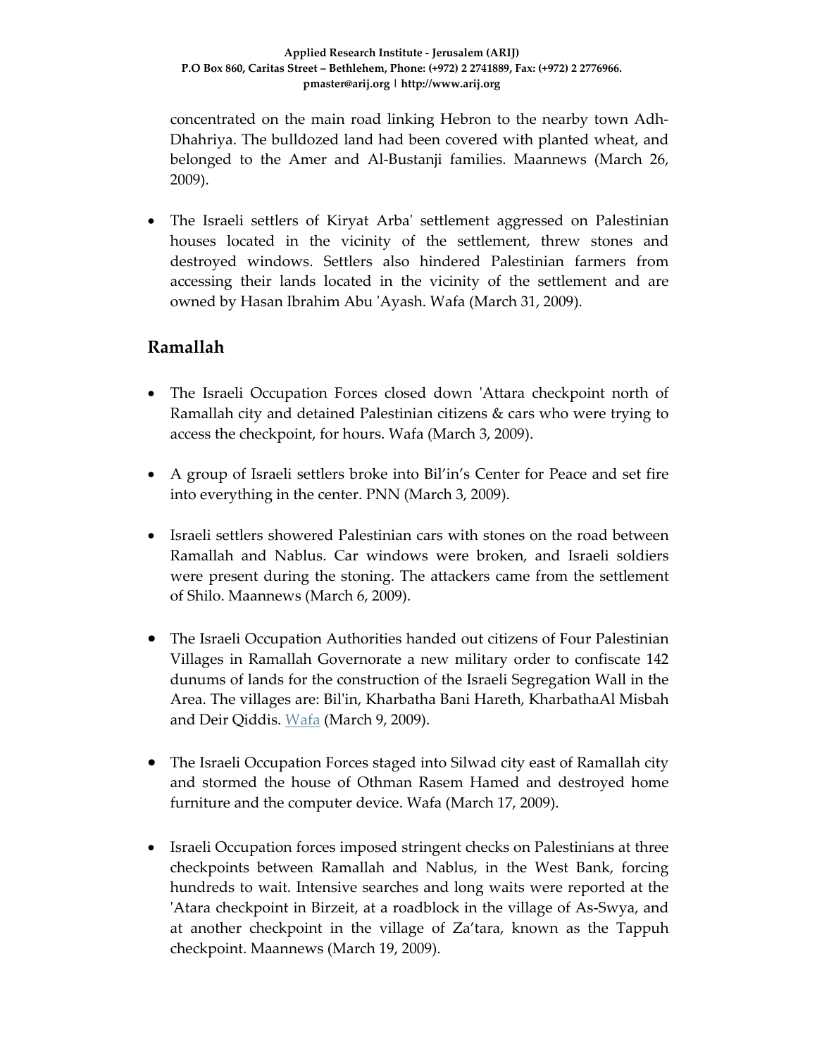concentrated on the main road linking Hebron to the nearby town Adh-Dhahriya. The bulldozed land had been covered with planted wheat, and belonged to the Amer and Al-Bustanji families. Maannews (March 26, 2009).

- The Israeli settlers of Kiryat Arba' settlement aggressed on Palestinian houses located in the vicinity of the settlement, threw stones and destroyed windows. Settlers also hindered Palestinian farmers from accessing their lands located in the vicinity of the settlement and are owned by Hasan Ibrahim Abu 'Ayash. Wafa (March 31, 2009).

## Ramallah

- The Israeli Occupation Forces closed down 'Attara checkpoint north of Ramallah city and detained Palestinian citizens & cars who were trying to access the checkpoint, for hours. Wafa (March 3, 2009).
- A group of Israeli settlers broke into Bil'in's Center for Peace and set fire into everything in the center. PNN (March 3, 2009).
- Israeli settlers showered Palestinian cars with stones on the road between Ramallah and Nablus. Car windows were broken, and Israeli soldiers were present during the stoning. The attackers came from the settlement of Shilo. Maannews (March 6, 2009).
- The Israeli Occupation Authorities handed out citizens of Four Palestinian Villages in Ramallah Governorate a new military order to confiscate 142 dunums of lands for the construction of the Israeli Segregation Wall in the Area. The villages are: Bil'in, Kharbatha Bani Hareth, KharbathaAl Misbah and Deir Qiddis. Wafa (March 9, 2009).
- The Israeli Occupation Forces staged into Silwad city east of Ramallah city and stormed the house of Othman Rasem Hamed and destroyed home furniture and the computer device. Wafa (March 17, 2009).
- Israeli Occupation forces imposed stringent checks on Palestinians at three checkpoints between Ramallah and Nablus, in the West Bank, forcing hundreds to wait. Intensive searches and long waits were reported at the 'Atara checkpoint in Birzeit, at a roadblock in the village of As-Swya, and at another checkpoint in the village of Za'tara, known as the Tappuh checkpoint. Maannews (March 19, 2009).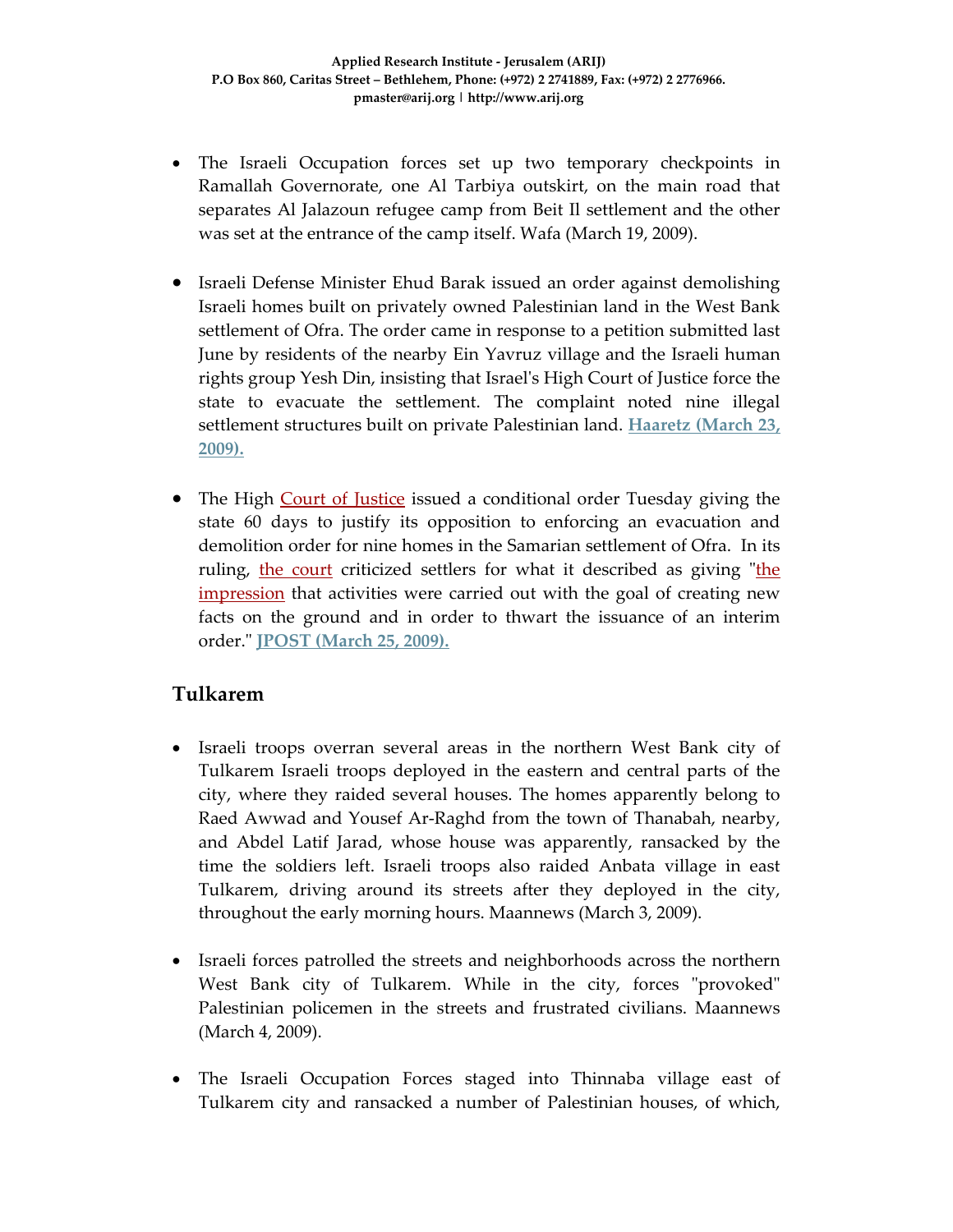- The Israeli Occupation forces set up two temporary checkpoints in Ramallah Governorate, one Al Tarbiya outskirt, on the main road that separates Al Jalazoun refugee camp from Beit Il settlement and the other was set at the entrance of the camp itself. Wafa (March 19, 2009).

- Israeli Defense Minister Ehud Barak issued an order against demolishing Israeli homes built on privately owned Palestinian land in the West Bank settlement of Ofra. The order came in response to a petition submitted last June by residents of the nearby Ein Yavruz village and the Israeli human rights group Yesh Din, insisting that Israel's High Court of Justice force the state to evacuate the settlement. The complaint noted nine illegal settlement structures built on private Palestinian land. **Haaretz (March 23, 2009).**

- The High Court of Justice issued a conditional order Tuesday giving the state 60 days to justify its opposition to enforcing an evacuation and demolition order for nine homes in the Samarian settlement of Ofra. In its ruling, the court criticized settlers for what it described as giving "the impression that activities were carried out with the goal of creating new facts on the ground and in order to thwart the issuance of an interim order." **JPOST (March 25, 2009).**

## Tulkarem

- Israeli troops overran several areas in the northern West Bank city of Tulkarem Israeli troops deployed in the eastern and central parts of the city, where they raided several houses. The homes apparently belong to Raed Awwad and Yousef Ar-Raghd from the town of Thanabah, nearby, and Abdel Latif Jarad, whose house was apparently, ransacked by the time the soldiers left. Israeli troops also raided Anbata village in east Tulkarem, driving around its streets after they deployed in the city, throughout the early morning hours. Maannews (March 3, 2009).

- Israeli forces patrolled the streets and neighborhoods across the northern West Bank city of Tulkarem. While in the city, forces "provoked" Palestinian policemen in the streets and frustrated civilians. Maannews (March 4, 2009).

- The Israeli Occupation Forces staged into Thinnaba village east of Tulkarem city and ransacked a number of Palestinian houses, of which,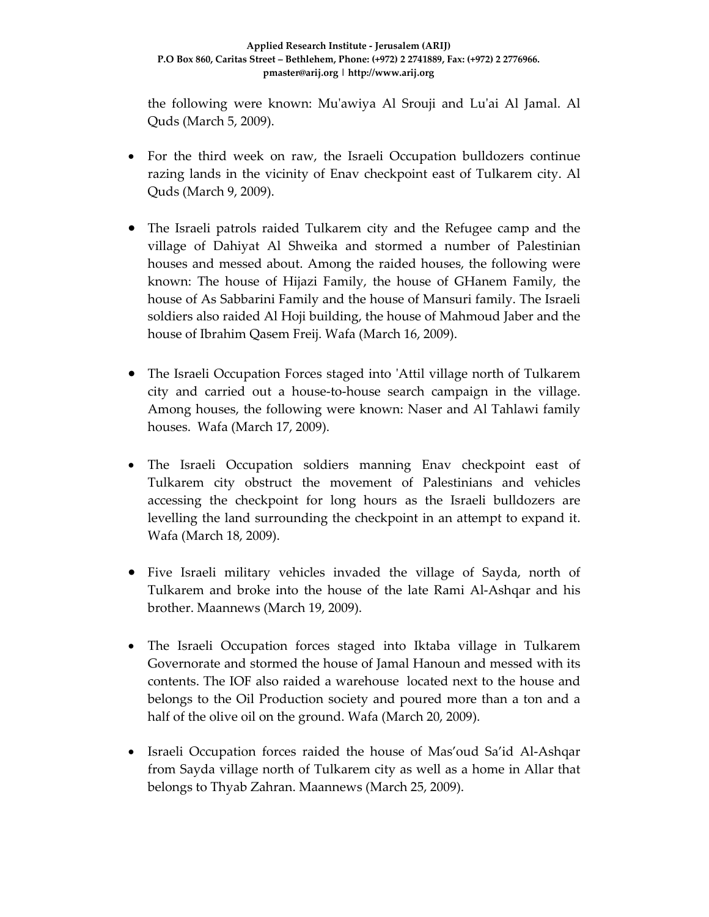the following were known: Mu'awiya Al Srouji and Lu'ai Al Jamal. Al Quds (March 5, 2009).

- For the third week on raw, the Israeli Occupation bulldozers continue razing lands in the vicinity of Enav checkpoint east of Tulkarem city. Al Quds (March 9, 2009).

- The Israeli patrols raided Tulkarem city and the Refugee camp and the village of Dahiyat Al Shweika and stormed a number of Palestinian houses and messed about. Among the raided houses, the following were known: The house of Hijazi Family, the house of GHanem Family, the house of As Sabbarini Family and the house of Mansuri family. The Israeli soldiers also raided Al Hoji building, the house of Mahmoud Jaber and the house of Ibrahim Qasem Freij. Wafa (March 16, 2009).

- The Israeli Occupation Forces staged into 'Attil village north of Tulkarem city and carried out a house-to-house search campaign in the village. Among houses, the following were known: Naser and Al Tahlawi family houses. Wafa (March 17, 2009).

- The Israeli Occupation soldiers manning Enav checkpoint east of Tulkarem city obstruct the movement of Palestinians and vehicles accessing the checkpoint for long hours as the Israeli bulldozers are levelling the land surrounding the checkpoint in an attempt to expand it. Wafa (March 18, 2009).

- Five Israeli military vehicles invaded the village of Sayda, north of Tulkarem and broke into the house of the late Rami Al-Ashqar and his brother. Maannews (March 19, 2009).

- The Israeli Occupation forces staged into Iktaba village in Tulkarem Governorate and stormed the house of Jamal Hanoun and messed with its contents. The IOF also raided a warehouse located next to the house and belongs to the Oil Production society and poured more than a ton and a half of the olive oil on the ground. Wafa (March 20, 2009).

- Israeli Occupation forces raided the house of Mas'oud Sa'id Al-Ashqar from Sayda village north of Tulkarem city as well as a home in Allar that belongs to Thyab Zahran. Maannews (March 25, 2009).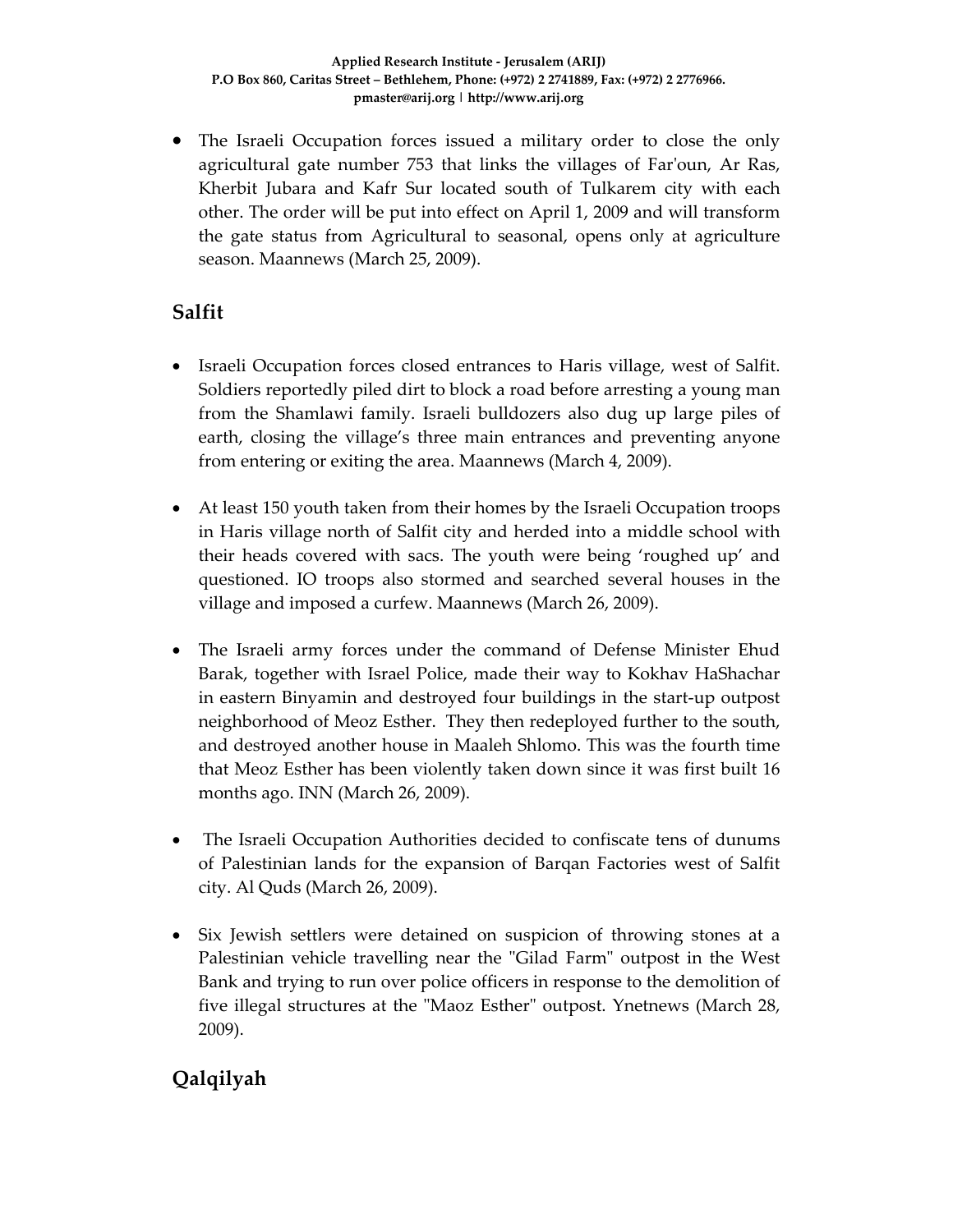- The Israeli Occupation forces issued a military order to close the only agricultural gate number 753 that links the villages of Far'oun, Ar Ras, Kherbit Jubara and Kafr Sur located south of Tulkarem city with each other. The order will be put into effect on April 1, 2009 and will transform the gate status from Agricultural to seasonal, opens only at agriculture season. Maannews (March 25, 2009).

## Salfit

- Israeli Occupation forces closed entrances to Haris village, west of Salfit. Soldiers reportedly piled dirt to block a road before arresting a young man from the Shamlawi family. Israeli bulldozers also dug up large piles of earth, closing the village's three main entrances and preventing anyone from entering or exiting the area. Maannews (March 4, 2009).

- At least 150 youth taken from their homes by the Israeli Occupation troops in Haris village north of Salfit city and herded into a middle school with their heads covered with sacs. The youth were being 'roughed up' and questioned. IO troops also stormed and searched several houses in the village and imposed a curfew. Maannews (March 26, 2009).

- The Israeli army forces under the command of Defense Minister Ehud Barak, together with Israel Police, made their way to Kokhav HaShachar in eastern Binyamin and destroyed four buildings in the start-up outpost neighborhood of Meoz Esther. They then redeployed further to the south, and destroyed another house in Maaleh Shlomo. This was the fourth time that Meoz Esther has been violently taken down since it was first built 16 months ago. INN (March 26, 2009).

- The Israeli Occupation Authorities decided to confiscate tens of dunums of Palestinian lands for the expansion of Barqan Factories west of Salfit city. Al Quds (March 26, 2009).

- Six Jewish settlers were detained on suspicion of throwing stones at a Palestinian vehicle travelling near the "Gilad Farm" outpost in the West Bank and trying to run over police officers in response to the demolition of five illegal structures at the "Maoz Esther" outpost. Ynetnews (March 28, 2009).

## Qalqilyah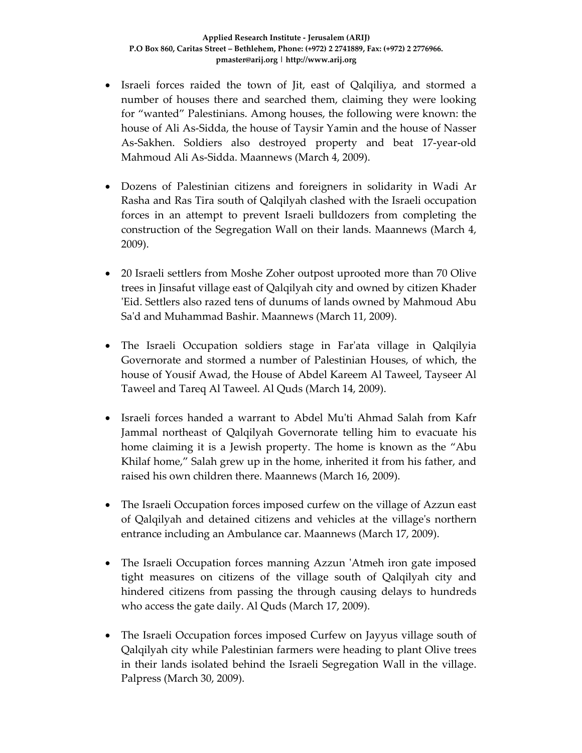- Israeli forces raided the town of Jit, east of Qalqiliya, and stormed a number of houses there and searched them, claiming they were looking for “wanted” Palestinians. Among houses, the following were known: the house of Ali As-Sidda, the house of Taysir Yamin and the house of Nasser As-Sakhen. Soldiers also destroyed property and beat 17-year-old Mahmoud Ali As-Sidda. Maannews (March 4, 2009).

- Dozens of Palestinian citizens and foreigners in solidarity in Wadi Ar Rasha and Ras Tira south of Qalqilyah clashed with the Israeli occupation forces in an attempt to prevent Israeli bulldozers from completing the construction of the Segregation Wall on their lands. Maannews (March 4, 2009).

- 20 Israeli settlers from Moshe Zoher outpost uprooted more than 70 Olive trees in Jinsafut village east of Qalqilyah city and owned by citizen Khader 'Eid. Settlers also razed tens of dunums of lands owned by Mahmoud Abu Sa'd and Muhammad Bashir. Maannews (March 11, 2009).

- The Israeli Occupation soldiers stage in Far'ata village in Qalqilyia Governorate and stormed a number of Palestinian Houses, of which, the house of Yousif Awad, the House of Abdel Kareem Al Taweel, Tayseer Al Taweel and Tareq Al Taweel. Al Quds (March 14, 2009).

- Israeli forces handed a warrant to Abdel Mu'ti Ahmad Salah from Kafr Jammal northeast of Qalqilyah Governorate telling him to evacuate his home claiming it is a Jewish property. The home is known as the “Abu Khilaf home,” Salah grew up in the home, inherited it from his father, and raised his own children there. Maannews (March 16, 2009).

- The Israeli Occupation forces imposed curfew on the village of Azzun east of Qalqilyah and detained citizens and vehicles at the village's northern entrance including an Ambulance car. Maannews (March 17, 2009).

- The Israeli Occupation forces manning Azzun 'Atmeh iron gate imposed tight measures on citizens of the village south of Qalqilyah city and hindered citizens from passing the through causing delays to hundreds who access the gate daily. Al Quds (March 17, 2009).

- The Israeli Occupation forces imposed Curfew on Jayyus village south of Qalqilyah city while Palestinian farmers were heading to plant Olive trees in their lands isolated behind the Israeli Segregation Wall in the village. Palpress (March 30, 2009).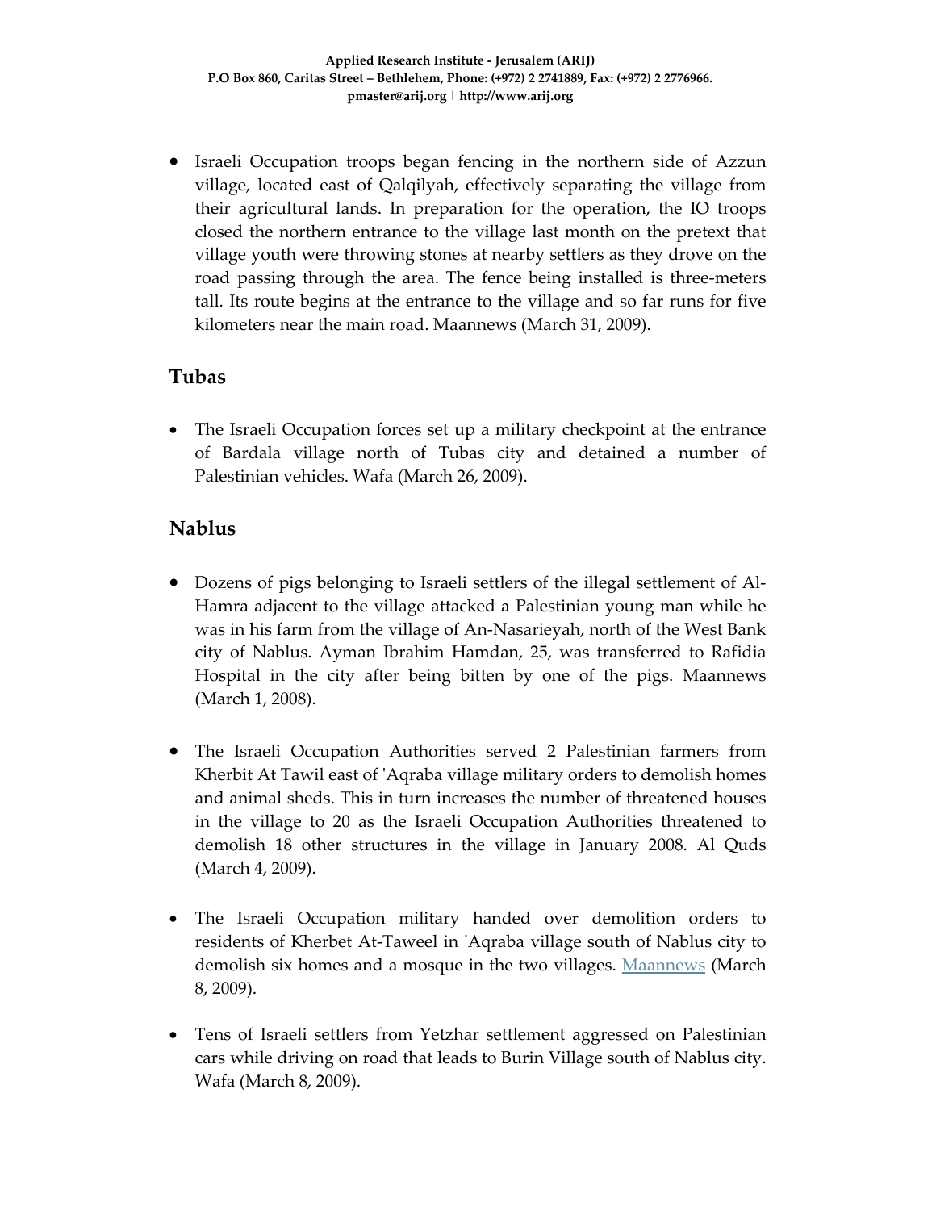- Israeli Occupation troops began fencing in the northern side of Azzun village, located east of Qalqilyah, effectively separating the village from their agricultural lands. In preparation for the operation, the IO troops closed the northern entrance to the village last month on the pretext that village youth were throwing stones at nearby settlers as they drove on the road passing through the area. The fence being installed is three-meters tall. Its route begins at the entrance to the village and so far runs for five kilometers near the main road. Maannews (March 31, 2009).

## Tubas

- The Israeli Occupation forces set up a military checkpoint at the entrance of Bardala village north of Tubas city and detained a number of Palestinian vehicles. Wafa (March 26, 2009).

## Nablus

- Dozens of pigs belonging to Israeli settlers of the illegal settlement of Al-Hamra adjacent to the village attacked a Palestinian young man while he was in his farm from the village of An-Nasarieyah, north of the West Bank city of Nablus. Ayman Ibrahim Hamdan, 25, was transferred to Rafidia Hospital in the city after being bitten by one of the pigs. Maannews (March 1, 2008).

- The Israeli Occupation Authorities served 2 Palestinian farmers from Kherbit At Tawil east of 'Aqraba village military orders to demolish homes and animal sheds. This in turn increases the number of threatened houses in the village to 20 as the Israeli Occupation Authorities threatened to demolish 18 other structures in the village in January 2008. Al Quds (March 4, 2009).

- The Israeli Occupation military handed over demolition orders to residents of Kherbet At-Taweel in 'Aqraba village south of Nablus city to demolish six homes and a mosque in the two villages. Maannews (March 8, 2009).

- Tens of Israeli settlers from Yetzhar settlement aggressed on Palestinian cars while driving on road that leads to Burin Village south of Nablus city. Wafa (March 8, 2009).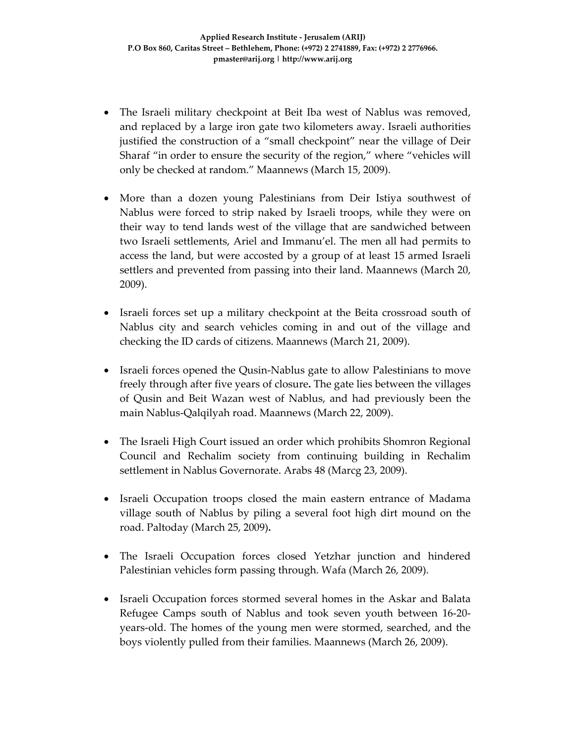- The Israeli military checkpoint at Beit Iba west of Nablus was removed, and replaced by a large iron gate two kilometers away. Israeli authorities justified the construction of a "small checkpoint" near the village of Deir Sharaf "in order to ensure the security of the region," where "vehicles will only be checked at random." Maannews (March 15, 2009).

- More than a dozen young Palestinians from Deir Istiya southwest of Nablus were forced to strip naked by Israeli troops, while they were on their way to tend lands west of the village that are sandwiched between two Israeli settlements, Ariel and Immanu'el. The men all had permits to access the land, but were accosted by a group of at least 15 armed Israeli settlers and prevented from passing into their land. Maannews (March 20, 2009).

- Israeli forces set up a military checkpoint at the Beita crossroad south of Nablus city and search vehicles coming in and out of the village and checking the ID cards of citizens. Maannews (March 21, 2009).

- Israeli forces opened the Qusin-Nablus gate to allow Palestinians to move freely through after five years of closure**.** The gate lies between the villages of Qusin and Beit Wazan west of Nablus, and had previously been the main Nablus-Qalqilyah road. Maannews (March 22, 2009).

- The Israeli High Court issued an order which prohibits Shomron Regional Council and Rechalim society from continuing building in Rechalim settlement in Nablus Governorate. Arabs 48 (Marcg 23, 2009).

- Israeli Occupation troops closed the main eastern entrance of Madama village south of Nablus by piling a several foot high dirt mound on the road. Paltoday (March 25, 2009)**.**

- The Israeli Occupation forces closed Yetzhar junction and hindered Palestinian vehicles form passing through. Wafa (March 26, 2009).

- Israeli Occupation forces stormed several homes in the Askar and Balata Refugee Camps south of Nablus and took seven youth between 16-20-years-old. The homes of the young men were stormed, searched, and the boys violently pulled from their families. Maannews (March 26, 2009).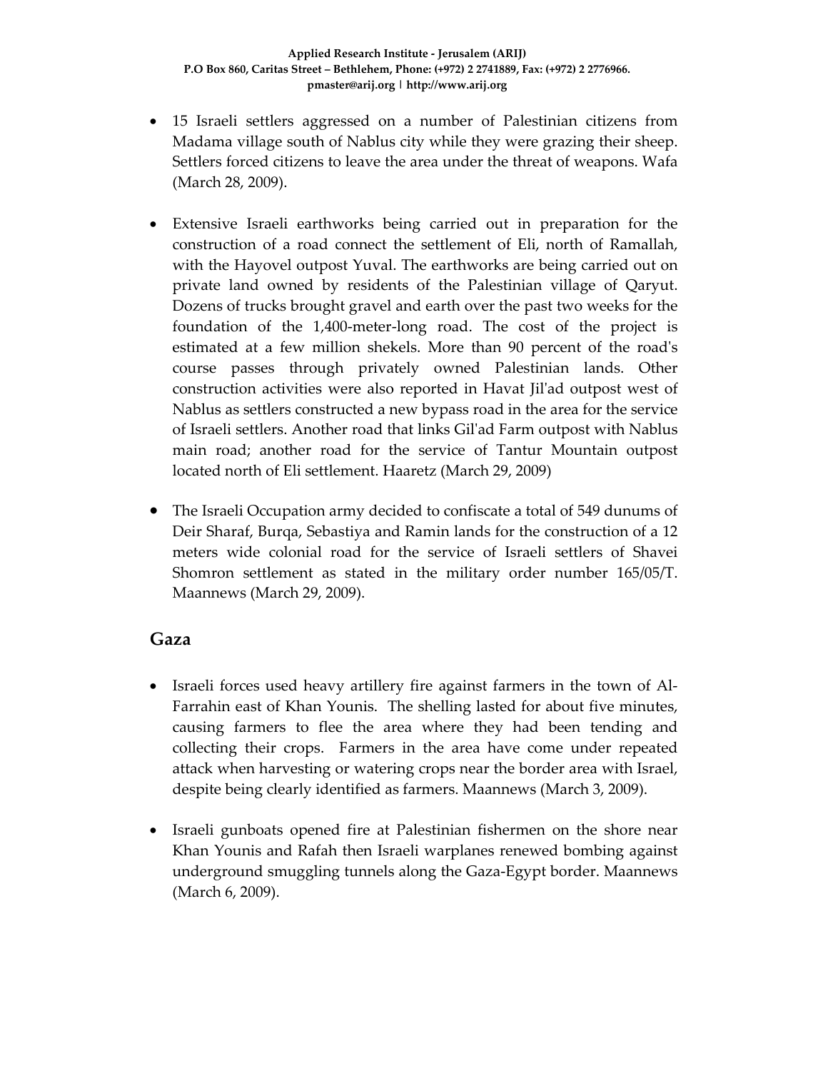- 15 Israeli settlers aggressed on a number of Palestinian citizens from Madama village south of Nablus city while they were grazing their sheep. Settlers forced citizens to leave the area under the threat of weapons. Wafa (March 28, 2009).

- Extensive Israeli earthworks being carried out in preparation for the construction of a road connect the settlement of Eli, north of Ramallah, with the Hayovel outpost Yuval. The earthworks are being carried out on private land owned by residents of the Palestinian village of Qaryut. Dozens of trucks brought gravel and earth over the past two weeks for the foundation of the 1,400-meter-long road. The cost of the project is estimated at a few million shekels. More than 90 percent of the road's course passes through privately owned Palestinian lands. Other construction activities were also reported in Havat Jil'ad outpost west of Nablus as settlers constructed a new bypass road in the area for the service of Israeli settlers. Another road that links Gil'ad Farm outpost with Nablus main road; another road for the service of Tantur Mountain outpost located north of Eli settlement. Haaretz (March 29, 2009)

- The Israeli Occupation army decided to confiscate a total of 549 dunums of Deir Sharaf, Burqa, Sebastiya and Ramin lands for the construction of a 12 meters wide colonial road for the service of Israeli settlers of Shavei Shomron settlement as stated in the military order number 165/05/T. Maannews (March 29, 2009).

## Gaza

- Israeli forces used heavy artillery fire against farmers in the town of Al-Farrahin east of Khan Younis. The shelling lasted for about five minutes, causing farmers to flee the area where they had been tending and collecting their crops. Farmers in the area have come under repeated attack when harvesting or watering crops near the border area with Israel, despite being clearly identified as farmers. Maannews (March 3, 2009).

- Israeli gunboats opened fire at Palestinian fishermen on the shore near Khan Younis and Rafah then Israeli warplanes renewed bombing against underground smuggling tunnels along the Gaza-Egypt border. Maannews (March 6, 2009).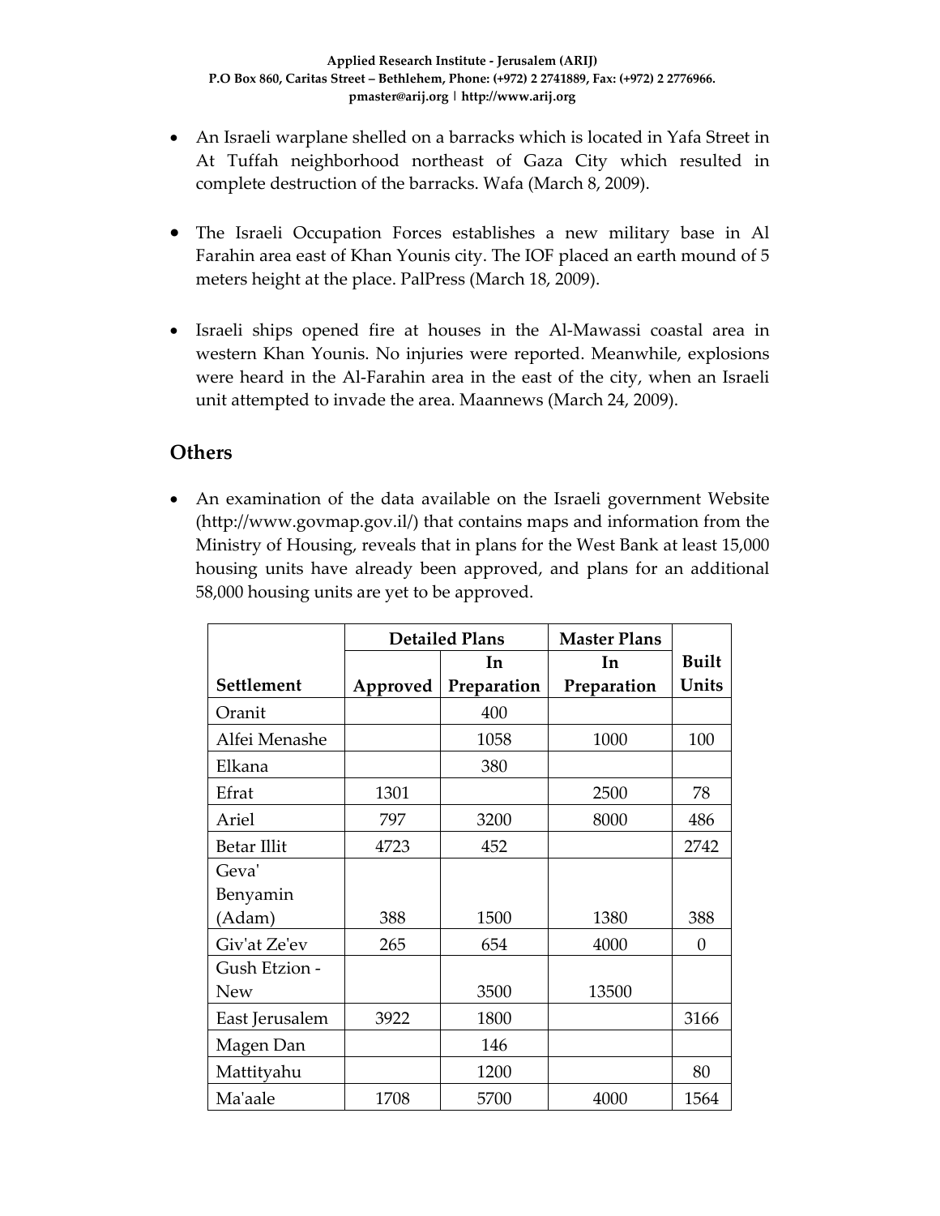- An Israeli warplane shelled on a barracks which is located in Yafa Street in At Tuffah neighborhood northeast of Gaza City which resulted in complete destruction of the barracks. Wafa (March 8, 2009).

- The Israeli Occupation Forces establishes a new military base in Al Farahin area east of Khan Younis city. The IOF placed an earth mound of 5 meters height at the place. PalPress (March 18, 2009).

- Israeli ships opened fire at houses in the Al-Mawassi coastal area in western Khan Younis. No injuries were reported. Meanwhile, explosions were heard in the Al-Farahin area in the east of the city, when an Israeli unit attempted to invade the area. Maannews (March 24, 2009).

## Others

- An examination of the data available on the Israeli government Website (http://www.govmap.gov.il/) that contains maps and information from the Ministry of Housing, reveals that in plans for the West Bank at least 15,000 housing units have already been approved, and plans for an additional 58,000 housing units are yet to be approved.

| | Detailed Plans | | Master Plans | |
|---|---|---|---|---|
| Settlement | Approved | In Preparation | In Preparation | Built Units |
| Oranit | | 400 | | |
| Alfei Menashe | | 1058 | 1000 | 100 |
| Elkana | | 380 | | |
| Efrat | 1301 | | 2500 | 78 |
| Ariel | 797 | 3200 | 8000 | 486 |
| Betar Illit | 4723 | 452 | | 2742 |
| Geva' Benyamin (Adam) | 388 | 1500 | 1380 | 388 |
| Giv'at Ze'ev | 265 | 654 | 4000 | 0 |
| Gush Etzion - New | | 3500 | 13500 | |
| East Jerusalem | 3922 | 1800 | | 3166 |
| Magen Dan | | 146 | | |
| Mattityahu | | 1200 | | 80 |
| Ma'aale | 1708 | 5700 | 4000 | 1564 |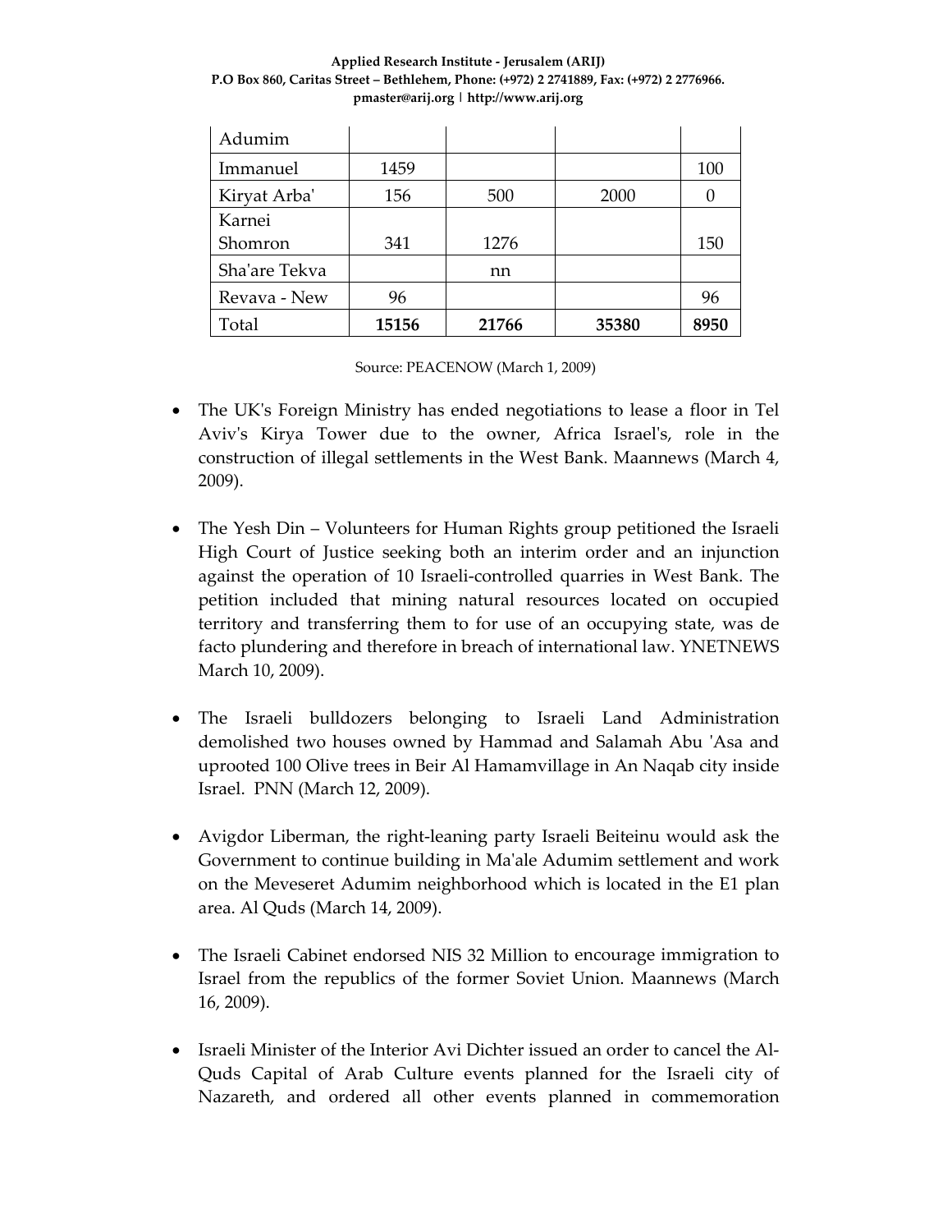| Adumim | | | | |
|---|---|---|---|---|
| Immanuel | 1459 | | | 100 |
| Kiryat Arba' | 156 | 500 | 2000 | 0 |
| Karnei Shomron | 341 | 1276 | | 150 |
| Sha'are Tekva | | nn | | |
| Revava - New | 96 | | | 96 |
| Total | **15156** | **21766** | **35380** | **8950** |

Source: PEACENOW (March 1, 2009)

- The UK's Foreign Ministry has ended negotiations to lease a floor in Tel Aviv's Kirya Tower due to the owner, Africa Israel's, role in the construction of illegal settlements in the West Bank. Maannews (March 4, 2009).

- The Yesh Din – Volunteers for Human Rights group petitioned the Israeli High Court of Justice seeking both an interim order and an injunction against the operation of 10 Israeli-controlled quarries in West Bank. The petition included that mining natural resources located on occupied territory and transferring them to for use of an occupying state, was de facto plundering and therefore in breach of international law. YNETNEWS March 10, 2009).

- The Israeli bulldozers belonging to Israeli Land Administration demolished two houses owned by Hammad and Salamah Abu 'Asa and uprooted 100 Olive trees in Beir Al Hamamvillage in An Naqab city inside Israel. PNN (March 12, 2009).

- Avigdor Liberman, the right-leaning party Israeli Beiteinu would ask the Government to continue building in Ma'ale Adumim settlement and work on the Meveseret Adumim neighborhood which is located in the E1 plan area. Al Quds (March 14, 2009).

- The Israeli Cabinet endorsed NIS 32 Million to encourage immigration to Israel from the republics of the former Soviet Union. Maannews (March 16, 2009).

- Israeli Minister of the Interior Avi Dichter issued an order to cancel the Al-Quds Capital of Arab Culture events planned for the Israeli city of Nazareth, and ordered all other events planned in commemoration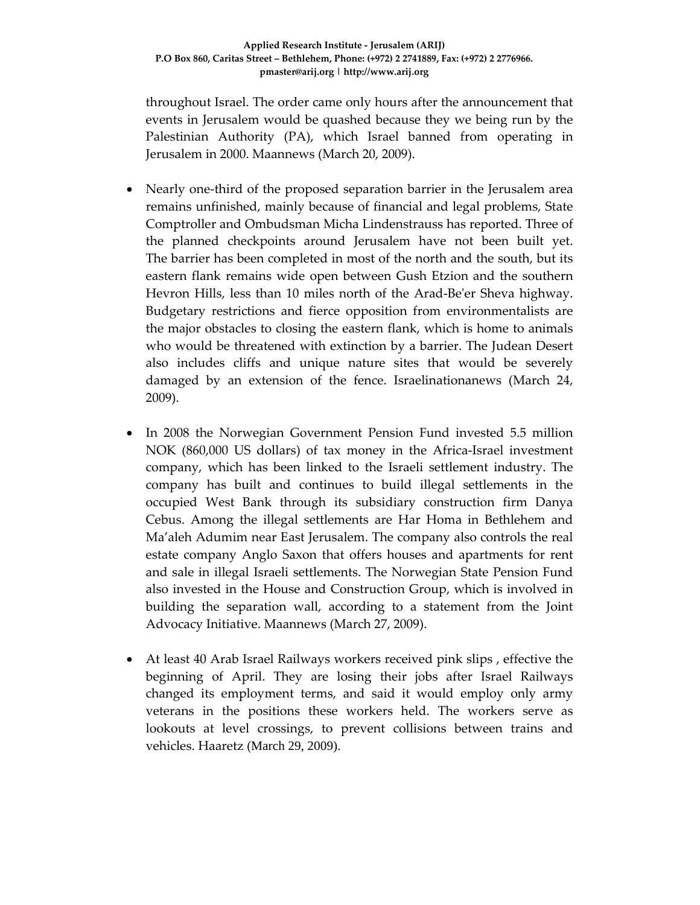throughout Israel. The order came only hours after the announcement that events in Jerusalem would be quashed because they we being run by the Palestinian Authority (PA), which Israel banned from operating in Jerusalem in 2000. Maannews (March 20, 2009).

- Nearly one-third of the proposed separation barrier in the Jerusalem area remains unfinished, mainly because of financial and legal problems, State Comptroller and Ombudsman Micha Lindenstrauss has reported. Three of the planned checkpoints around Jerusalem have not been built yet. The barrier has been completed in most of the north and the south, but its eastern flank remains wide open between Gush Etzion and the southern Hevron Hills, less than 10 miles north of the Arad-Be'er Sheva highway. Budgetary restrictions and fierce opposition from environmentalists are the major obstacles to closing the eastern flank, which is home to animals who would be threatened with extinction by a barrier. The Judean Desert also includes cliffs and unique nature sites that would be severely damaged by an extension of the fence. Israelinationanews (March 24, 2009).

- In 2008 the Norwegian Government Pension Fund invested 5.5 million NOK (860,000 US dollars) of tax money in the Africa-Israel investment company, which has been linked to the Israeli settlement industry. The company has built and continues to build illegal settlements in the occupied West Bank through its subsidiary construction firm Danya Cebus. Among the illegal settlements are Har Homa in Bethlehem and Ma'aleh Adumim near East Jerusalem. The company also controls the real estate company Anglo Saxon that offers houses and apartments for rent and sale in illegal Israeli settlements. The Norwegian State Pension Fund also invested in the House and Construction Group, which is involved in building the separation wall, according to a statement from the Joint Advocacy Initiative. Maannews (March 27, 2009).

- At least 40 Arab Israel Railways workers received pink slips , effective the beginning of April. They are losing their jobs after Israel Railways changed its employment terms, and said it would employ only army veterans in the positions these workers held. The workers serve as lookouts at level crossings, to prevent collisions between trains and vehicles. Haaretz (March 29, 2009).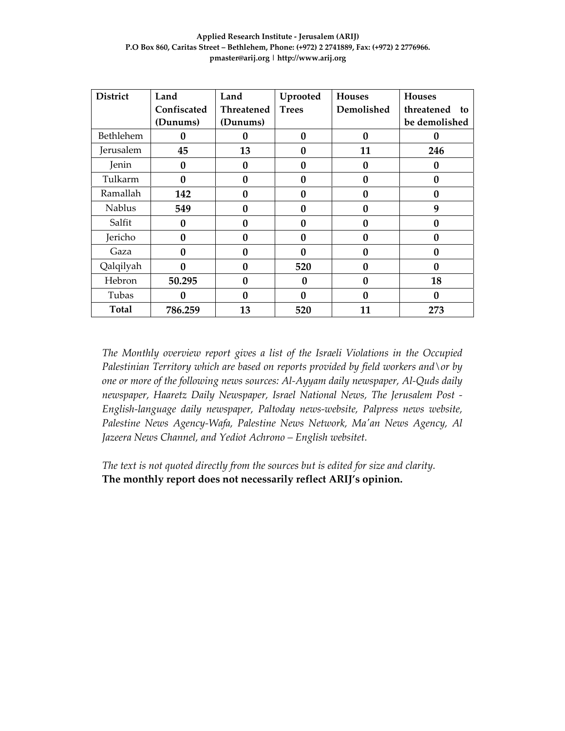| District | Land Confiscated (Dunums) | Land Threatened (Dunums) | Uprooted Trees | Houses Demolished | Houses threatened to be demolished |
|---|---|---|---|---|---|
| Bethlehem | **0** | **0** | **0** | **0** | **0** |
| Jerusalem | **45** | **13** | **0** | **11** | **246** |
| Jenin | **0** | **0** | **0** | **0** | **0** |
| Tulkarm | **0** | **0** | **0** | **0** | **0** |
| Ramallah | **142** | **0** | **0** | **0** | **0** |
| Nablus | **549** | **0** | **0** | **0** | **9** |
| Salfit | **0** | **0** | **0** | **0** | **0** |
| Jericho | **0** | **0** | **0** | **0** | **0** |
| Gaza | **0** | **0** | **0** | **0** | **0** |
| Qalqilyah | **0** | **0** | **520** | **0** | **0** |
| Hebron | **50.295** | **0** | **0** | **0** | **18** |
| Tubas | **0** | **0** | **0** | **0** | **0** |
| **Total** | **786.259** | **13** | **520** | **11** | **273** |

*The Monthly overview report gives a list of the Israeli Violations in the Occupied Palestinian Territory which are based on reports provided by field workers and\or by one or more of the following news sources: Al-Ayyam daily newspaper, Al-Quds daily newspaper, Haaretz Daily Newspaper, Israel National News, The Jerusalem Post - English-language daily newspaper, Paltoday news-website, Palpress news website, Palestine News Agency-Wafa, Palestine News Network, Ma'an News Agency, Al Jazeera News Channel, and Yediot Achrono – English websitet.*

*The text is not quoted directly from the sources but is edited for size and clarity.*
**The monthly report does not necessarily reflect ARIJ's opinion.**